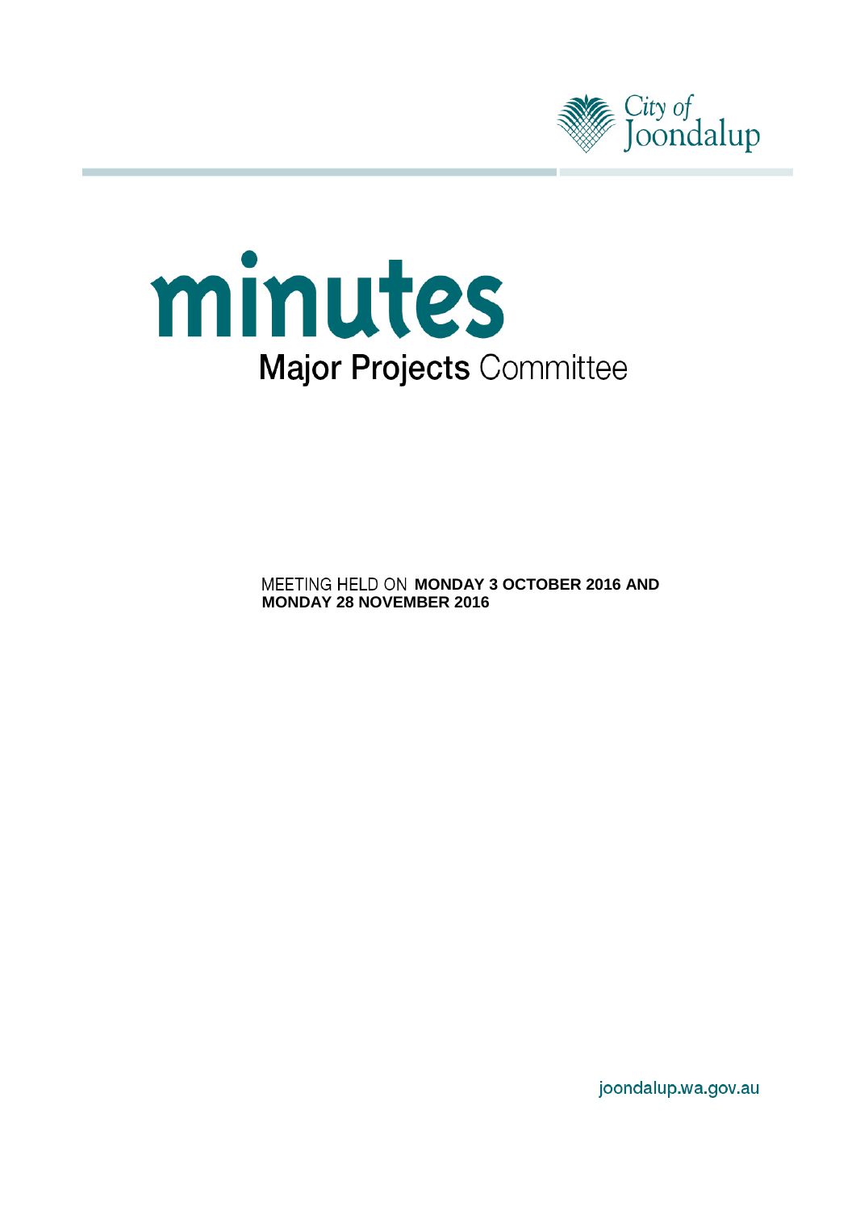City of Joondalup

# minutes

## Major Projects Committee

MEETING HELD ON **MONDAY 3 OCTOBER 2016 AND MONDAY 28 NOVEMBER 2016**

joondalup.wa.gov.au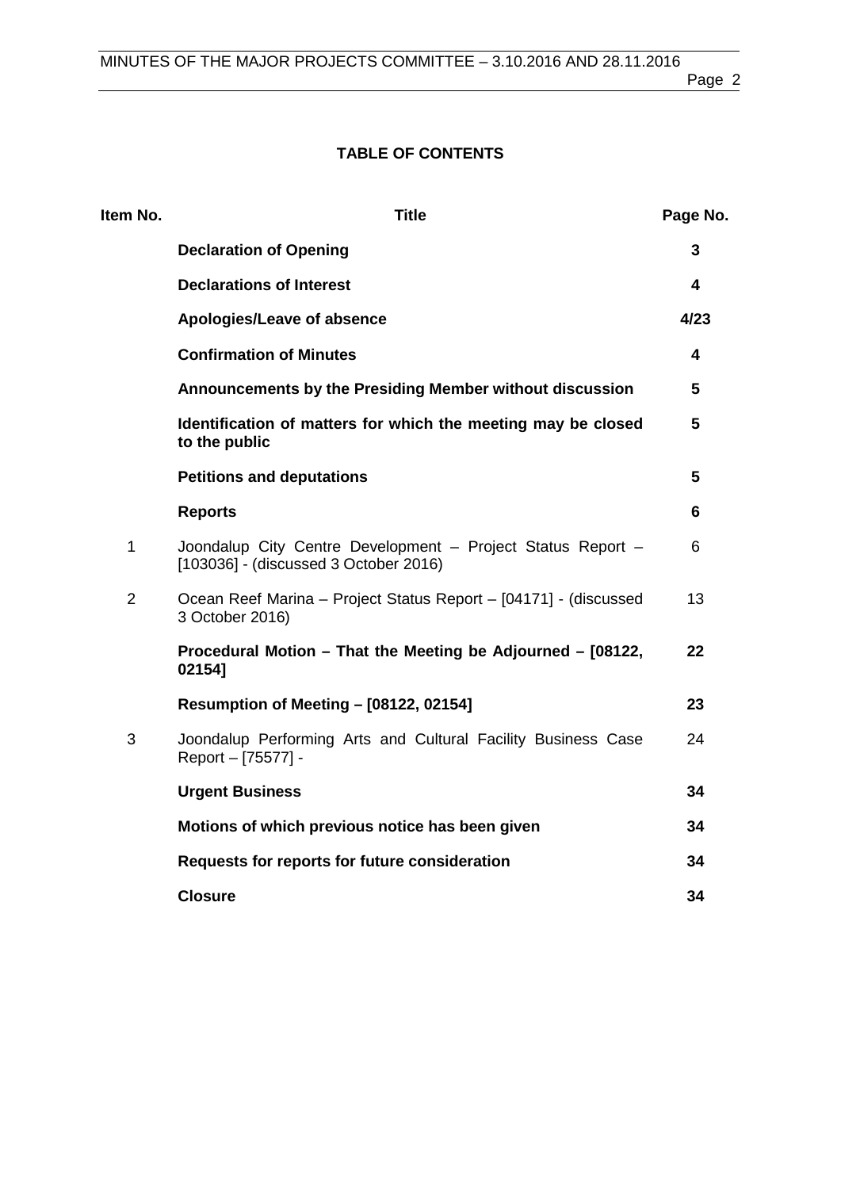# TABLE OF CONTENTS

| Item No. | Title | Page No. |
|---|---|---|
| | **Declaration of Opening** | **3** |
| | **Declarations of Interest** | **4** |
| | **Apologies/Leave of absence** | **4/23** |
| | **Confirmation of Minutes** | **4** |
| | **Announcements by the Presiding Member without discussion** | **5** |
| | **Identification of matters for which the meeting may be closed to the public** | **5** |
| | **Petitions and deputations** | **5** |
| | **Reports** | **6** |
| 1 | Joondalup City Centre Development – Project Status Report – [103036] - (discussed 3 October 2016) | 6 |
| 2 | Ocean Reef Marina – Project Status Report – [04171] - (discussed 3 October 2016) | 13 |
| | **Procedural Motion – That the Meeting be Adjourned – [08122, 02154]** | **22** |
| | **Resumption of Meeting – [08122, 02154]** | **23** |
| 3 | Joondalup Performing Arts and Cultural Facility Business Case Report – [75577] - | 24 |
| | **Urgent Business** | **34** |
| | **Motions of which previous notice has been given** | **34** |
| | **Requests for reports for future consideration** | **34** |
| | **Closure** | **34** |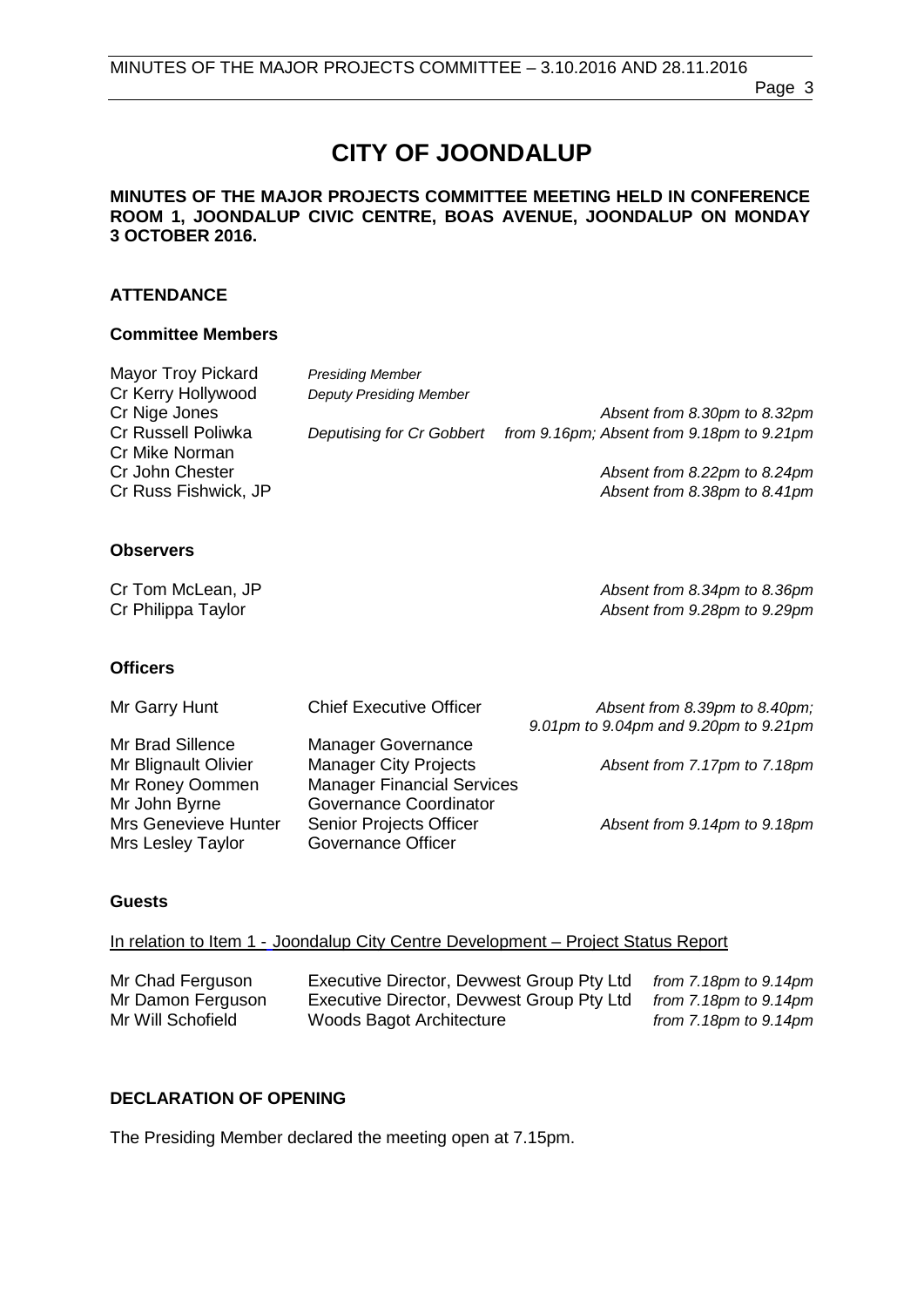# CITY OF JOONDALUP

**MINUTES OF THE MAJOR PROJECTS COMMITTEE MEETING HELD IN CONFERENCE ROOM 1, JOONDALUP CIVIC CENTRE, BOAS AVENUE, JOONDALUP ON MONDAY 3 OCTOBER 2016.**

## ATTENDANCE

### Committee Members

| | | |
|---|---|---|
| Mayor Troy Pickard | *Presiding Member* | |
| Cr Kerry Hollywood | *Deputy Presiding Member* | |
| Cr Nige Jones | | *Absent from 8.30pm to 8.32pm* |
| Cr Russell Poliwka | *Deputising for Cr Gobbert* | *from 9.16pm; Absent from 9.18pm to 9.21pm* |
| Cr Mike Norman | | |
| Cr John Chester | | *Absent from 8.22pm to 8.24pm* |
| Cr Russ Fishwick, JP | | *Absent from 8.38pm to 8.41pm* |

### Observers

| | |
|---|---|
| Cr Tom McLean, JP | *Absent from 8.34pm to 8.36pm* |
| Cr Philippa Taylor | *Absent from 9.28pm to 9.29pm* |

### Officers

| | | |
|---|---|---|
| Mr Garry Hunt | Chief Executive Officer | *Absent from 8.39pm to 8.40pm; 9.01pm to 9.04pm and 9.20pm to 9.21pm* |
| Mr Brad Sillence | Manager Governance | |
| Mr Blignault Olivier | Manager City Projects | *Absent from 7.17pm to 7.18pm* |
| Mr Roney Oommen | Manager Financial Services | |
| Mr John Byrne | Governance Coordinator | |
| Mrs Genevieve Hunter | Senior Projects Officer | *Absent from 9.14pm to 9.18pm* |
| Mrs Lesley Taylor | Governance Officer | |

### Guests

In relation to Item 1 - Joondalup City Centre Development – Project Status Report

| | | |
|---|---|---|
| Mr Chad Ferguson | Executive Director, Devwest Group Pty Ltd | *from 7.18pm to 9.14pm* |
| Mr Damon Ferguson | Executive Director, Devwest Group Pty Ltd | *from 7.18pm to 9.14pm* |
| Mr Will Schofield | Woods Bagot Architecture | *from 7.18pm to 9.14pm* |

## DECLARATION OF OPENING

The Presiding Member declared the meeting open at 7.15pm.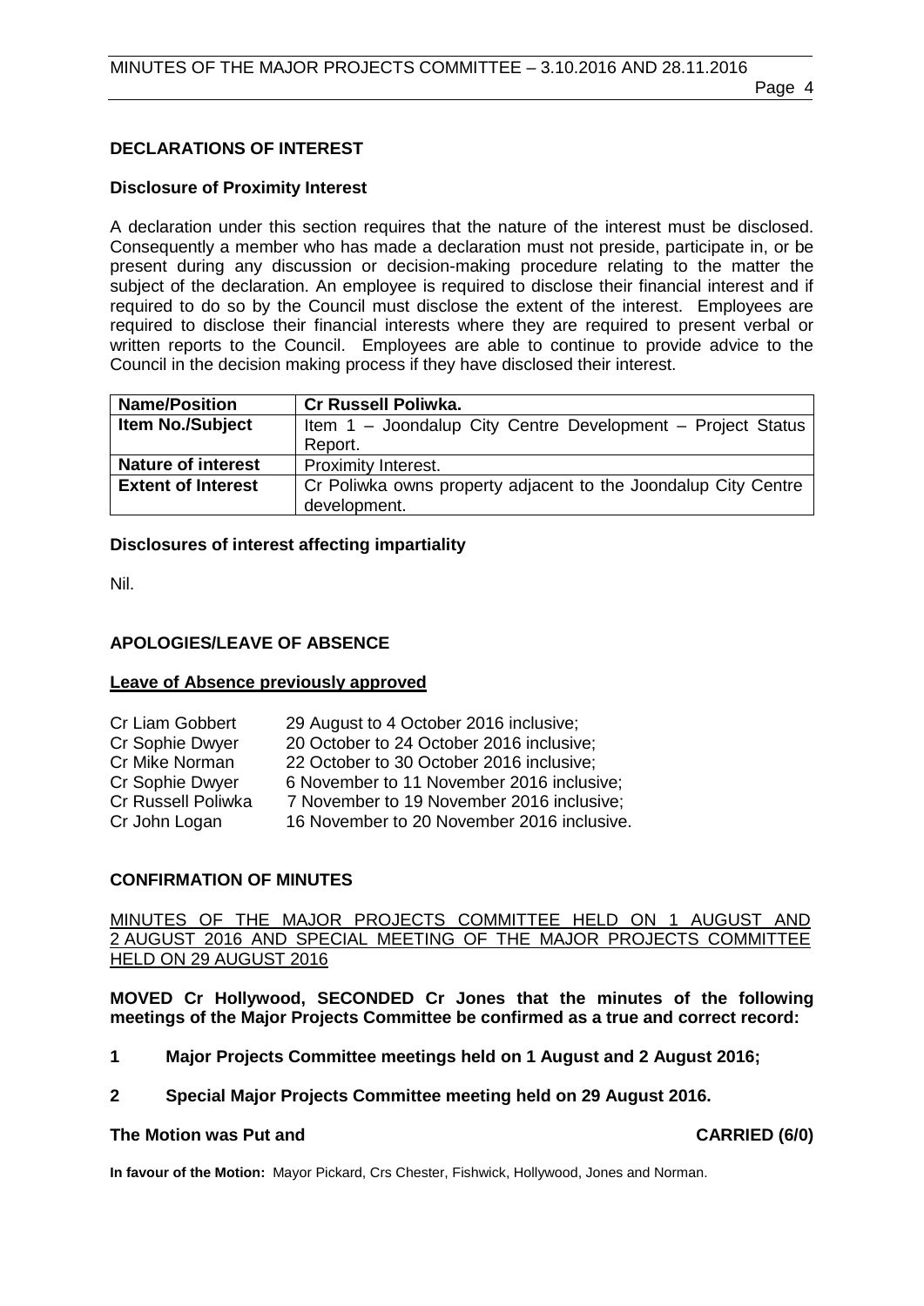## DECLARATIONS OF INTEREST

### Disclosure of Proximity Interest

A declaration under this section requires that the nature of the interest must be disclosed. Consequently a member who has made a declaration must not preside, participate in, or be present during any discussion or decision-making procedure relating to the matter the subject of the declaration. An employee is required to disclose their financial interest and if required to do so by the Council must disclose the extent of the interest. Employees are required to disclose their financial interests where they are required to present verbal or written reports to the Council. Employees are able to continue to provide advice to the Council in the decision making process if they have disclosed their interest.

| **Name/Position** | **Cr Russell Poliwka.** |
|---|---|
| **Item No./Subject** | Item 1 – Joondalup City Centre Development – Project Status Report. |
| **Nature of interest** | Proximity Interest. |
| **Extent of Interest** | Cr Poliwka owns property adjacent to the Joondalup City Centre development. |

### Disclosures of interest affecting impartiality

Nil.

## APOLOGIES/LEAVE OF ABSENCE

**Leave of Absence previously approved**

Cr Liam Gobbert — 29 August to 4 October 2016 inclusive;
Cr Sophie Dwyer — 20 October to 24 October 2016 inclusive;
Cr Mike Norman — 22 October to 30 October 2016 inclusive;
Cr Sophie Dwyer — 6 November to 11 November 2016 inclusive;
Cr Russell Poliwka — 7 November to 19 November 2016 inclusive;
Cr John Logan — 16 November to 20 November 2016 inclusive.

## CONFIRMATION OF MINUTES

MINUTES OF THE MAJOR PROJECTS COMMITTEE HELD ON 1 AUGUST AND 2 AUGUST 2016 AND SPECIAL MEETING OF THE MAJOR PROJECTS COMMITTEE HELD ON 29 AUGUST 2016

**MOVED Cr Hollywood, SECONDED Cr Jones that the minutes of the following meetings of the Major Projects Committee be confirmed as a true and correct record:**

**1 Major Projects Committee meetings held on 1 August and 2 August 2016;**

**2 Special Major Projects Committee meeting held on 29 August 2016.**

**The Motion was Put and CARRIED (6/0)**

**In favour of the Motion:** Mayor Pickard, Crs Chester, Fishwick, Hollywood, Jones and Norman.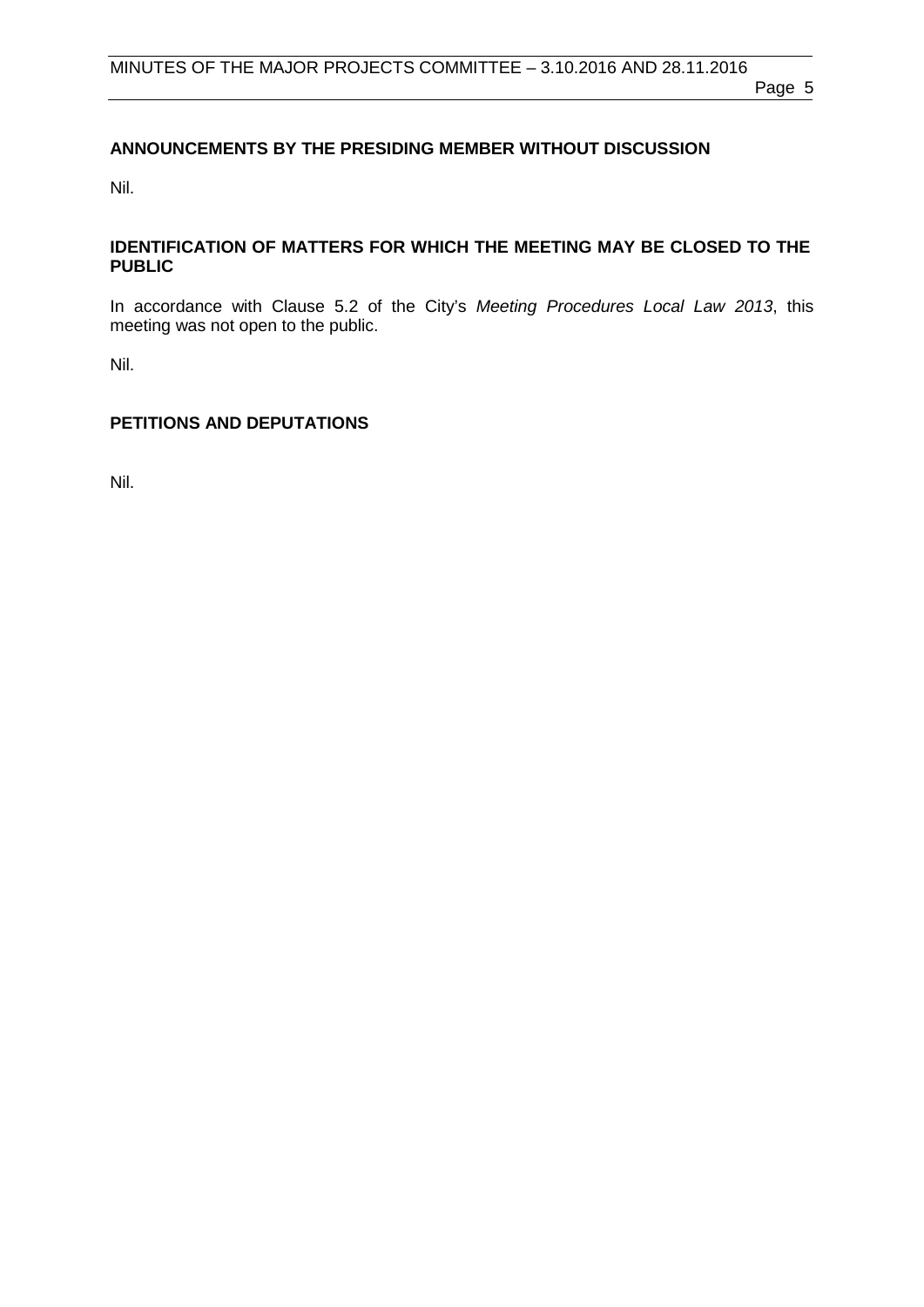## ANNOUNCEMENTS BY THE PRESIDING MEMBER WITHOUT DISCUSSION

Nil.

## IDENTIFICATION OF MATTERS FOR WHICH THE MEETING MAY BE CLOSED TO THE PUBLIC

In accordance with Clause 5.2 of the City's *Meeting Procedures Local Law 2013*, this meeting was not open to the public.

Nil.

## PETITIONS AND DEPUTATIONS

Nil.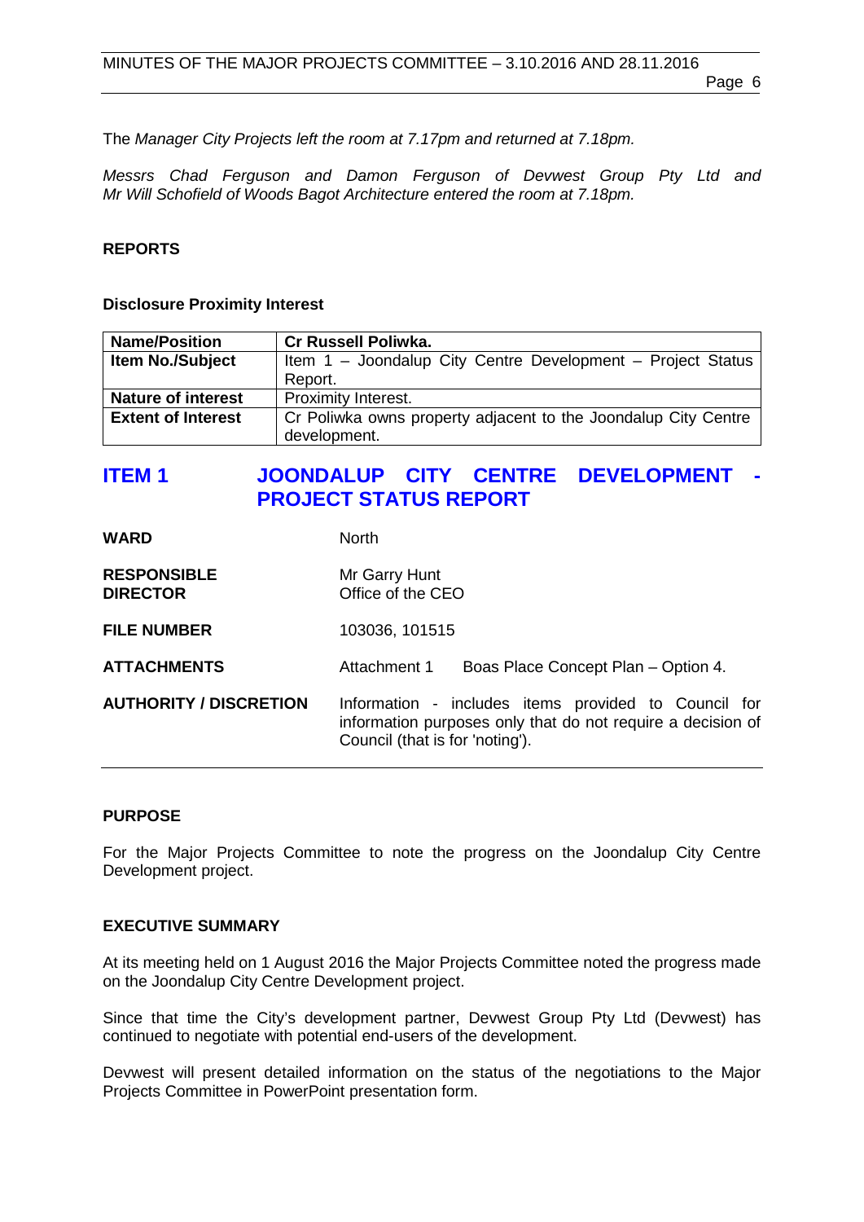The *Manager City Projects left the room at 7.17pm and returned at 7.18pm.*

*Messrs Chad Ferguson and Damon Ferguson of Devwest Group Pty Ltd and Mr Will Schofield of Woods Bagot Architecture entered the room at 7.18pm.*

**REPORTS**

**Disclosure Proximity Interest**

| **Name/Position** | **Cr Russell Poliwka.** |
|---|---|
| **Item No./Subject** | Item 1 – Joondalup City Centre Development – Project Status Report. |
| **Nature of interest** | Proximity Interest. |
| **Extent of Interest** | Cr Poliwka owns property adjacent to the Joondalup City Centre development. |

## ITEM 1 JOONDALUP CITY CENTRE DEVELOPMENT - PROJECT STATUS REPORT

**WARD** North

**RESPONSIBLE DIRECTOR** Mr Garry Hunt, Office of the CEO

**FILE NUMBER** 103036, 101515

**ATTACHMENTS** Attachment 1 Boas Place Concept Plan – Option 4.

**AUTHORITY / DISCRETION** Information - includes items provided to Council for information purposes only that do not require a decision of Council (that is for 'noting').

**PURPOSE**

For the Major Projects Committee to note the progress on the Joondalup City Centre Development project.

**EXECUTIVE SUMMARY**

At its meeting held on 1 August 2016 the Major Projects Committee noted the progress made on the Joondalup City Centre Development project.

Since that time the City's development partner, Devwest Group Pty Ltd (Devwest) has continued to negotiate with potential end-users of the development.

Devwest will present detailed information on the status of the negotiations to the Major Projects Committee in PowerPoint presentation form.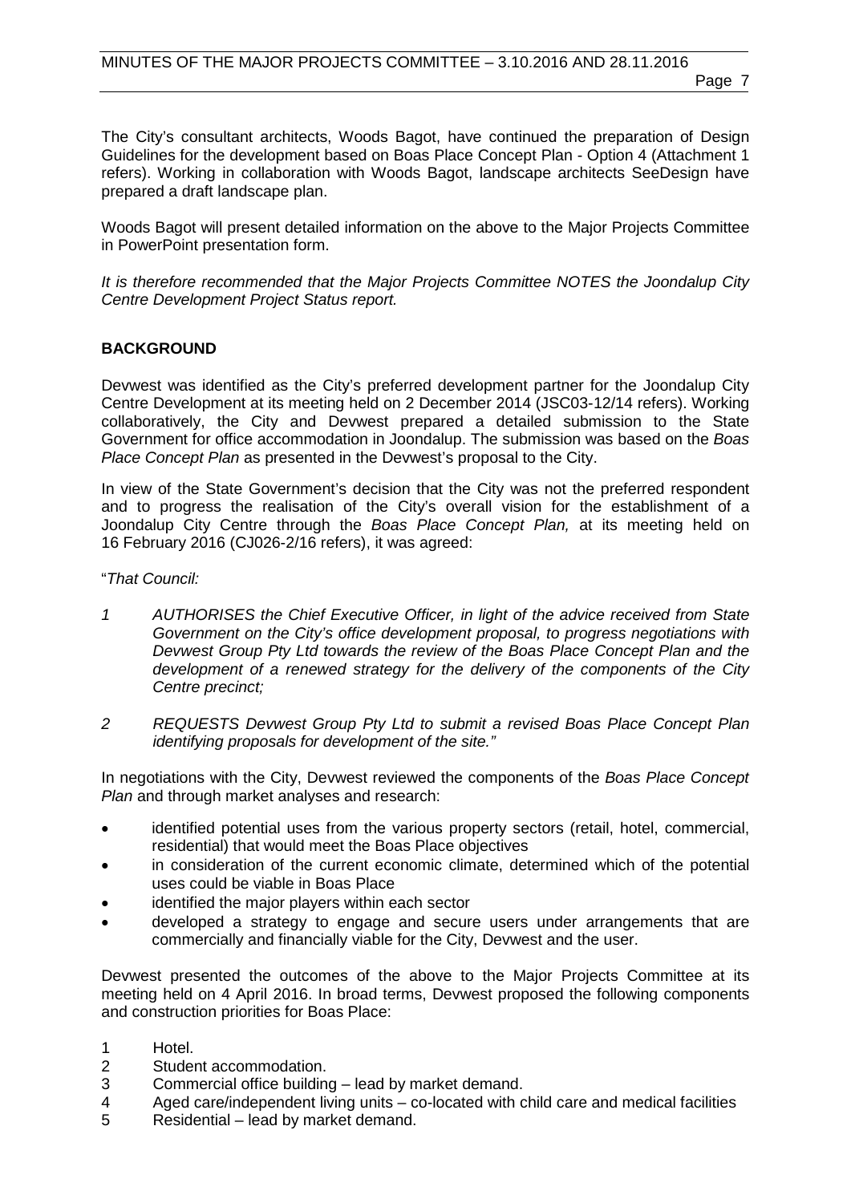The City's consultant architects, Woods Bagot, have continued the preparation of Design Guidelines for the development based on Boas Place Concept Plan - Option 4 (Attachment 1 refers). Working in collaboration with Woods Bagot, landscape architects SeeDesign have prepared a draft landscape plan.

Woods Bagot will present detailed information on the above to the Major Projects Committee in PowerPoint presentation form.

*It is therefore recommended that the Major Projects Committee NOTES the Joondalup City Centre Development Project Status report.*

## BACKGROUND

Devwest was identified as the City's preferred development partner for the Joondalup City Centre Development at its meeting held on 2 December 2014 (JSC03-12/14 refers). Working collaboratively, the City and Devwest prepared a detailed submission to the State Government for office accommodation in Joondalup. The submission was based on the *Boas Place Concept Plan* as presented in the Devwest's proposal to the City.

In view of the State Government's decision that the City was not the preferred respondent and to progress the realisation of the City's overall vision for the establishment of a Joondalup City Centre through the *Boas Place Concept Plan,* at its meeting held on 16 February 2016 (CJ026-2/16 refers), it was agreed:

"*That Council:*

*1 AUTHORISES the Chief Executive Officer, in light of the advice received from State Government on the City's office development proposal, to progress negotiations with Devwest Group Pty Ltd towards the review of the Boas Place Concept Plan and the development of a renewed strategy for the delivery of the components of the City Centre precinct;*

*2 REQUESTS Devwest Group Pty Ltd to submit a revised Boas Place Concept Plan identifying proposals for development of the site."*

In negotiations with the City, Devwest reviewed the components of the *Boas Place Concept Plan* and through market analyses and research:

- identified potential uses from the various property sectors (retail, hotel, commercial, residential) that would meet the Boas Place objectives
- in consideration of the current economic climate, determined which of the potential uses could be viable in Boas Place
- identified the major players within each sector
- developed a strategy to engage and secure users under arrangements that are commercially and financially viable for the City, Devwest and the user.

Devwest presented the outcomes of the above to the Major Projects Committee at its meeting held on 4 April 2016. In broad terms, Devwest proposed the following components and construction priorities for Boas Place:

1 Hotel.
2 Student accommodation.
3 Commercial office building – lead by market demand.
4 Aged care/independent living units – co-located with child care and medical facilities
5 Residential – lead by market demand.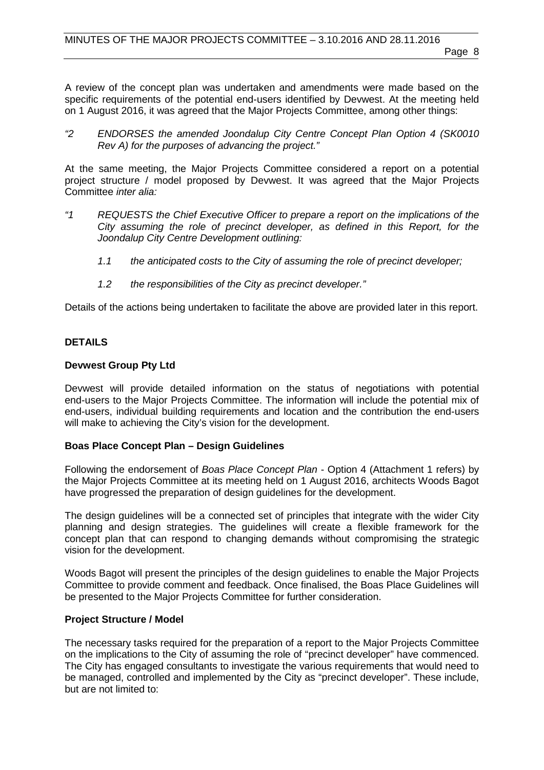A review of the concept plan was undertaken and amendments were made based on the specific requirements of the potential end-users identified by Devwest. At the meeting held on 1 August 2016, it was agreed that the Major Projects Committee, among other things:

*"2 ENDORSES the amended Joondalup City Centre Concept Plan Option 4 (SK0010 Rev A) for the purposes of advancing the project."*

At the same meeting, the Major Projects Committee considered a report on a potential project structure / model proposed by Devwest. It was agreed that the Major Projects Committee *inter alia:*

*"1 REQUESTS the Chief Executive Officer to prepare a report on the implications of the City assuming the role of precinct developer, as defined in this Report, for the Joondalup City Centre Development outlining:*

*1.1 the anticipated costs to the City of assuming the role of precinct developer;*

*1.2 the responsibilities of the City as precinct developer."*

Details of the actions being undertaken to facilitate the above are provided later in this report.

## DETAILS

### Devwest Group Pty Ltd

Devwest will provide detailed information on the status of negotiations with potential end-users to the Major Projects Committee. The information will include the potential mix of end-users, individual building requirements and location and the contribution the end-users will make to achieving the City's vision for the development.

### Boas Place Concept Plan – Design Guidelines

Following the endorsement of *Boas Place Concept Plan* - Option 4 (Attachment 1 refers) by the Major Projects Committee at its meeting held on 1 August 2016, architects Woods Bagot have progressed the preparation of design guidelines for the development.

The design guidelines will be a connected set of principles that integrate with the wider City planning and design strategies. The guidelines will create a flexible framework for the concept plan that can respond to changing demands without compromising the strategic vision for the development.

Woods Bagot will present the principles of the design guidelines to enable the Major Projects Committee to provide comment and feedback. Once finalised, the Boas Place Guidelines will be presented to the Major Projects Committee for further consideration.

### Project Structure / Model

The necessary tasks required for the preparation of a report to the Major Projects Committee on the implications to the City of assuming the role of "precinct developer" have commenced. The City has engaged consultants to investigate the various requirements that would need to be managed, controlled and implemented by the City as "precinct developer". These include, but are not limited to: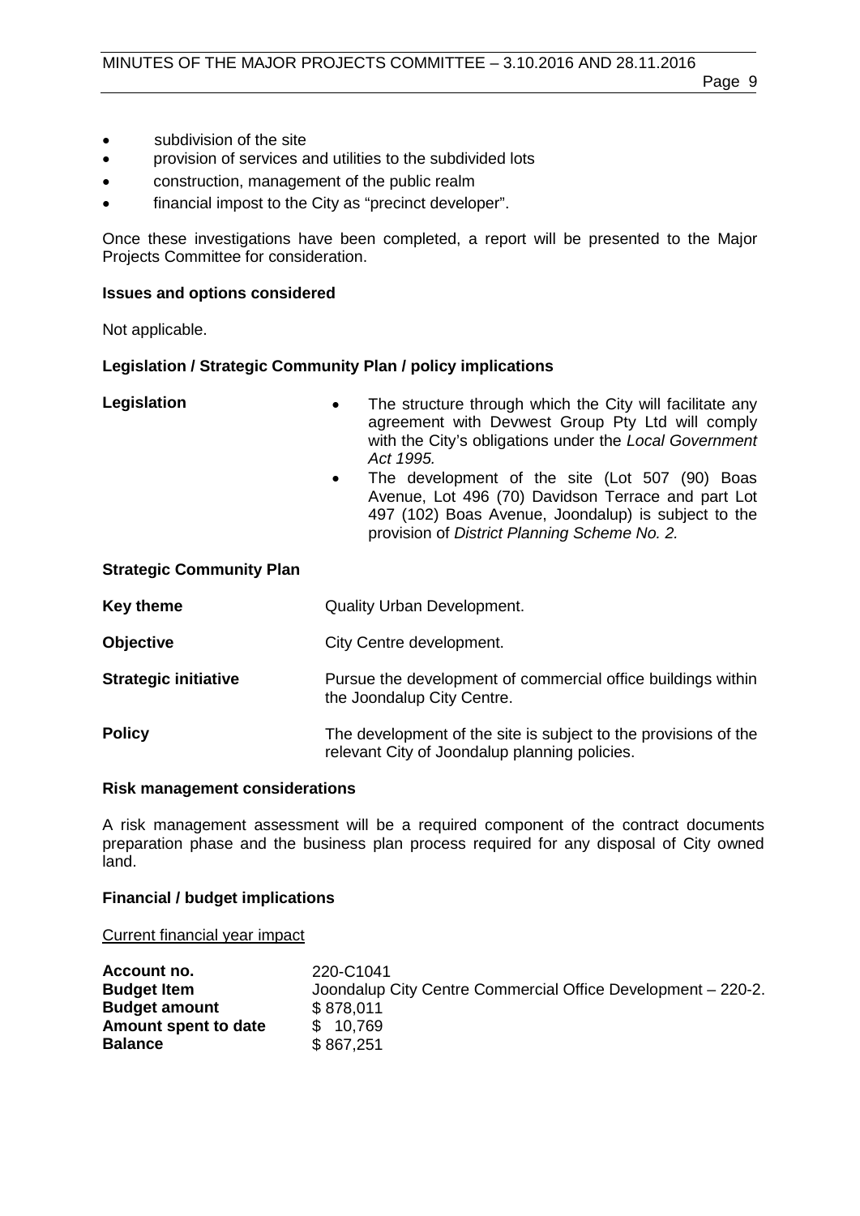- subdivision of the site
- provision of services and utilities to the subdivided lots
- construction, management of the public realm
- financial impost to the City as "precinct developer".

Once these investigations have been completed, a report will be presented to the Major Projects Committee for consideration.

**Issues and options considered**

Not applicable.

**Legislation / Strategic Community Plan / policy implications**

**Legislation**

- The structure through which the City will facilitate any agreement with Devwest Group Pty Ltd will comply with the City's obligations under the *Local Government Act 1995.*
- The development of the site (Lot 507 (90) Boas Avenue, Lot 496 (70) Davidson Terrace and part Lot 497 (102) Boas Avenue, Joondalup) is subject to the provision of *District Planning Scheme No. 2.*

**Strategic Community Plan**

**Key theme** Quality Urban Development.

**Objective** City Centre development.

**Strategic initiative** Pursue the development of commercial office buildings within the Joondalup City Centre.

**Policy** The development of the site is subject to the provisions of the relevant City of Joondalup planning policies.

**Risk management considerations**

A risk management assessment will be a required component of the contract documents preparation phase and the business plan process required for any disposal of City owned land.

**Financial / budget implications**

Current financial year impact

| | |
|---|---|
| **Account no.** | 220-C1041 |
| **Budget Item** | Joondalup City Centre Commercial Office Development – 220-2. |
| **Budget amount** | $ 878,011 |
| **Amount spent to date** | $ 10,769 |
| **Balance** | $ 867,251 |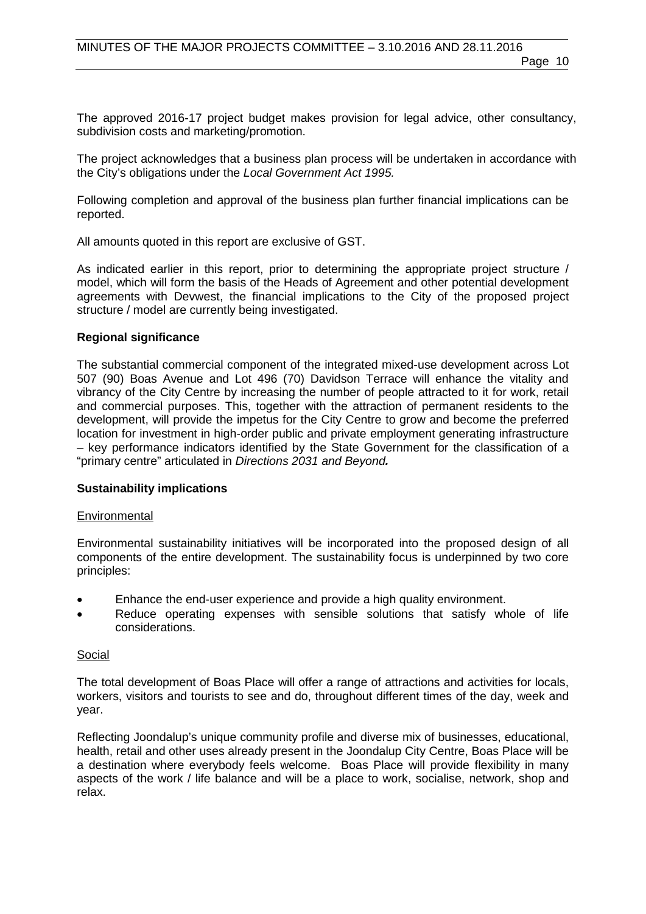The approved 2016-17 project budget makes provision for legal advice, other consultancy, subdivision costs and marketing/promotion.

The project acknowledges that a business plan process will be undertaken in accordance with the City's obligations under the *Local Government Act 1995.*

Following completion and approval of the business plan further financial implications can be reported.

All amounts quoted in this report are exclusive of GST.

As indicated earlier in this report, prior to determining the appropriate project structure / model, which will form the basis of the Heads of Agreement and other potential development agreements with Devwest, the financial implications to the City of the proposed project structure / model are currently being investigated.

**Regional significance**

The substantial commercial component of the integrated mixed-use development across Lot 507 (90) Boas Avenue and Lot 496 (70) Davidson Terrace will enhance the vitality and vibrancy of the City Centre by increasing the number of people attracted to it for work, retail and commercial purposes. This, together with the attraction of permanent residents to the development, will provide the impetus for the City Centre to grow and become the preferred location for investment in high-order public and private employment generating infrastructure – key performance indicators identified by the State Government for the classification of a "primary centre" articulated in *Directions 2031 and Beyond.*

**Sustainability implications**

Environmental

Environmental sustainability initiatives will be incorporated into the proposed design of all components of the entire development. The sustainability focus is underpinned by two core principles:

- Enhance the end-user experience and provide a high quality environment.
- Reduce operating expenses with sensible solutions that satisfy whole of life considerations.

Social

The total development of Boas Place will offer a range of attractions and activities for locals, workers, visitors and tourists to see and do, throughout different times of the day, week and year.

Reflecting Joondalup's unique community profile and diverse mix of businesses, educational, health, retail and other uses already present in the Joondalup City Centre, Boas Place will be a destination where everybody feels welcome. Boas Place will provide flexibility in many aspects of the work / life balance and will be a place to work, socialise, network, shop and relax.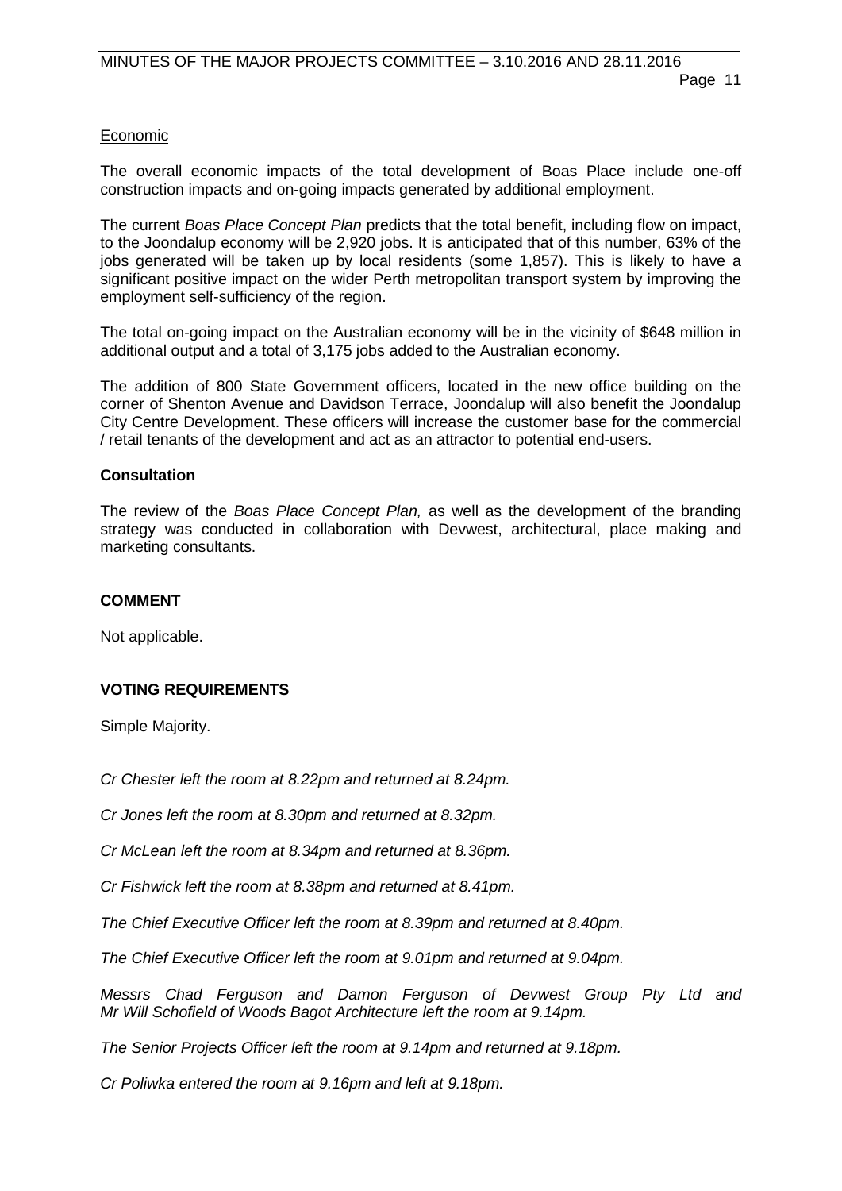Economic

The overall economic impacts of the total development of Boas Place include one-off construction impacts and on-going impacts generated by additional employment.

The current *Boas Place Concept Plan* predicts that the total benefit, including flow on impact, to the Joondalup economy will be 2,920 jobs. It is anticipated that of this number, 63% of the jobs generated will be taken up by local residents (some 1,857). This is likely to have a significant positive impact on the wider Perth metropolitan transport system by improving the employment self-sufficiency of the region.

The total on-going impact on the Australian economy will be in the vicinity of $648 million in additional output and a total of 3,175 jobs added to the Australian economy.

The addition of 800 State Government officers, located in the new office building on the corner of Shenton Avenue and Davidson Terrace, Joondalup will also benefit the Joondalup City Centre Development. These officers will increase the customer base for the commercial / retail tenants of the development and act as an attractor to potential end-users.

**Consultation**

The review of the *Boas Place Concept Plan,* as well as the development of the branding strategy was conducted in collaboration with Devwest, architectural, place making and marketing consultants.

**COMMENT**

Not applicable.

**VOTING REQUIREMENTS**

Simple Majority.

*Cr Chester left the room at 8.22pm and returned at 8.24pm.*

*Cr Jones left the room at 8.30pm and returned at 8.32pm.*

*Cr McLean left the room at 8.34pm and returned at 8.36pm.*

*Cr Fishwick left the room at 8.38pm and returned at 8.41pm.*

*The Chief Executive Officer left the room at 8.39pm and returned at 8.40pm.*

*The Chief Executive Officer left the room at 9.01pm and returned at 9.04pm.*

*Messrs Chad Ferguson and Damon Ferguson of Devwest Group Pty Ltd and Mr Will Schofield of Woods Bagot Architecture left the room at 9.14pm.*

*The Senior Projects Officer left the room at 9.14pm and returned at 9.18pm.*

*Cr Poliwka entered the room at 9.16pm and left at 9.18pm.*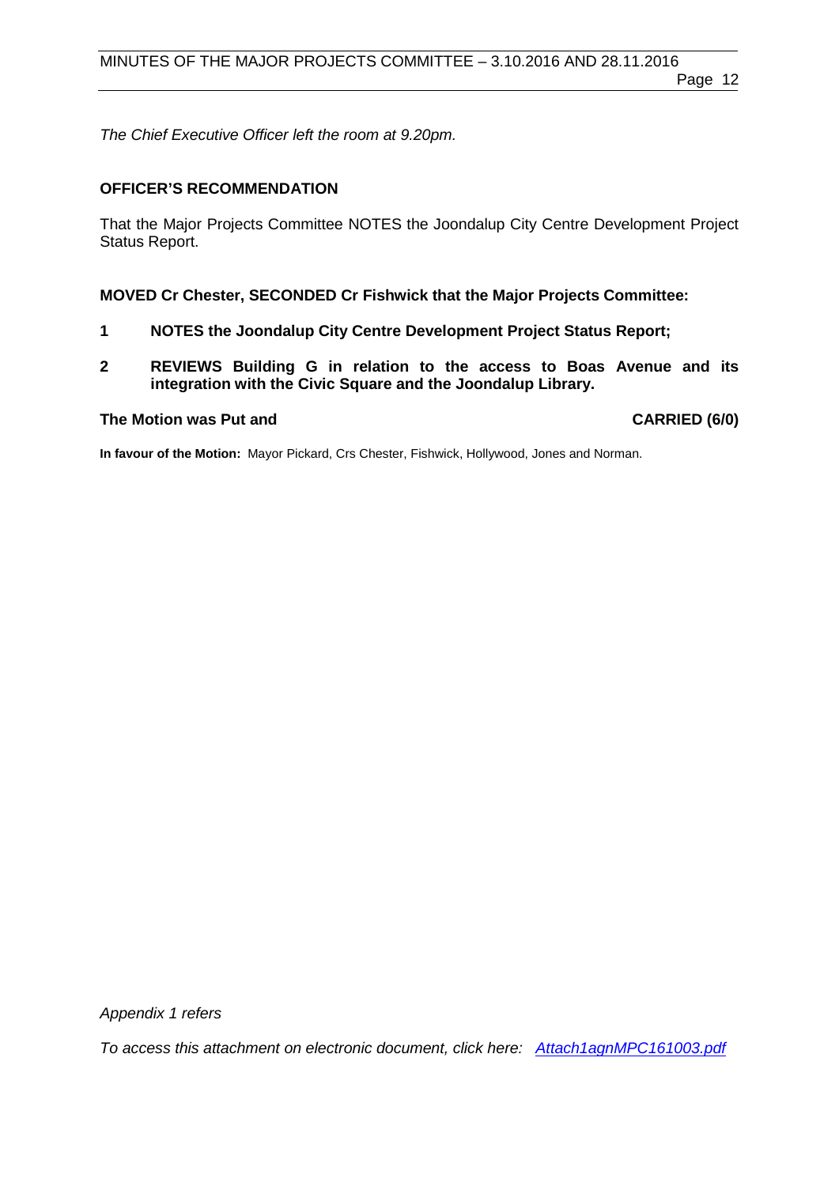*The Chief Executive Officer left the room at 9.20pm.*

**OFFICER'S RECOMMENDATION**

That the Major Projects Committee NOTES the Joondalup City Centre Development Project Status Report.

**MOVED Cr Chester, SECONDED Cr Fishwick that the Major Projects Committee:**

1. **NOTES the Joondalup City Centre Development Project Status Report;**
2. **REVIEWS Building G in relation to the access to Boas Avenue and its integration with the Civic Square and the Joondalup Library.**

**The Motion was Put and CARRIED (6/0)**

**In favour of the Motion:** Mayor Pickard, Crs Chester, Fishwick, Hollywood, Jones and Norman.

*Appendix 1 refers*

*To access this attachment on electronic document, click here: Attach1agnMPC161003.pdf*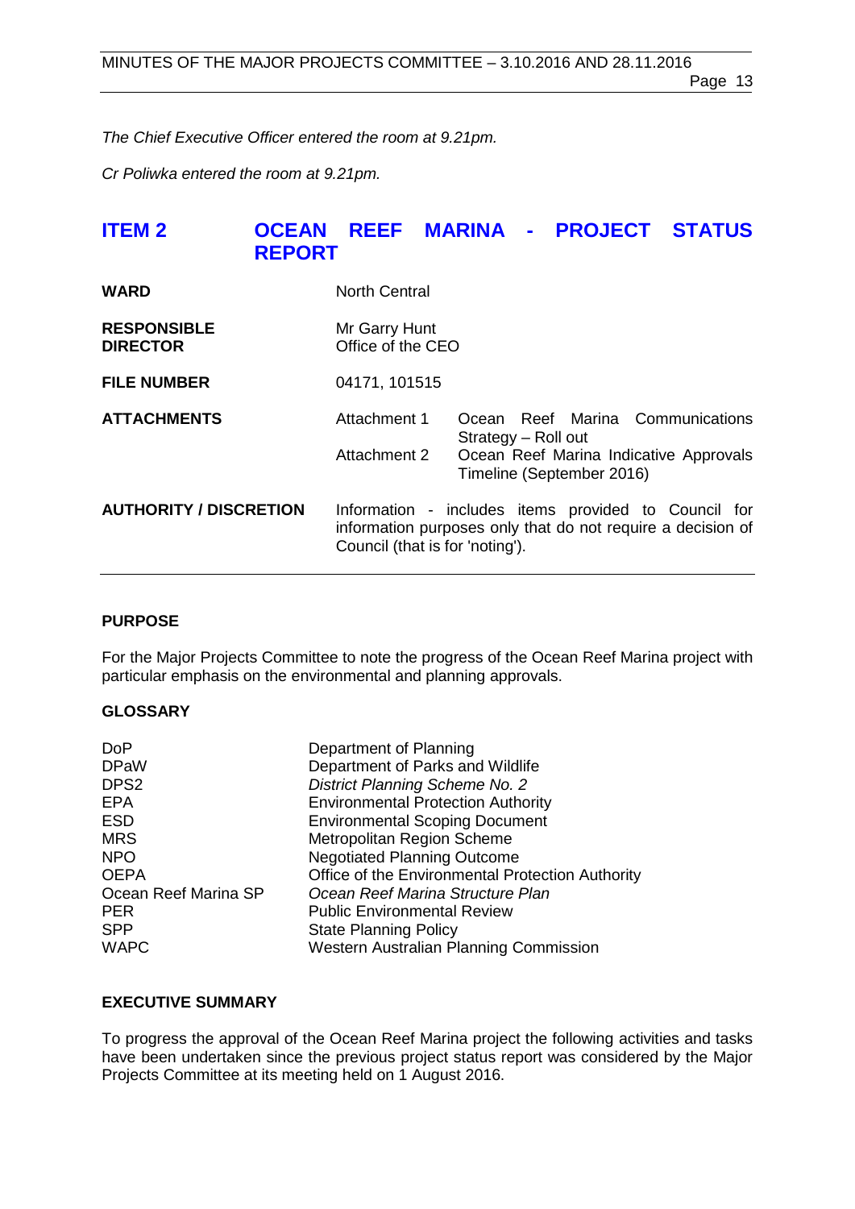*The Chief Executive Officer entered the room at 9.21pm.*

*Cr Poliwka entered the room at 9.21pm.*

## ITEM 2 OCEAN REEF MARINA - PROJECT STATUS REPORT

| | |
|---|---|
| **WARD** | North Central |
| **RESPONSIBLE DIRECTOR** | Mr Garry Hunt<br>Office of the CEO |
| **FILE NUMBER** | 04171, 101515 |
| **ATTACHMENTS** | Attachment 1 Ocean Reef Marina Communications Strategy – Roll out<br>Attachment 2 Ocean Reef Marina Indicative Approvals Timeline (September 2016) |
| **AUTHORITY / DISCRETION** | Information - includes items provided to Council for information purposes only that do not require a decision of Council (that is for 'noting'). |

### PURPOSE

For the Major Projects Committee to note the progress of the Ocean Reef Marina project with particular emphasis on the environmental and planning approvals.

### GLOSSARY

| | |
|---|---|
| DoP | Department of Planning |
| DPaW | Department of Parks and Wildlife |
| DPS2 | *District Planning Scheme No. 2* |
| EPA | Environmental Protection Authority |
| ESD | Environmental Scoping Document |
| MRS | Metropolitan Region Scheme |
| NPO | Negotiated Planning Outcome |
| OEPA | Office of the Environmental Protection Authority |
| Ocean Reef Marina SP | *Ocean Reef Marina Structure Plan* |
| PER | Public Environmental Review |
| SPP | State Planning Policy |
| WAPC | Western Australian Planning Commission |

### EXECUTIVE SUMMARY

To progress the approval of the Ocean Reef Marina project the following activities and tasks have been undertaken since the previous project status report was considered by the Major Projects Committee at its meeting held on 1 August 2016.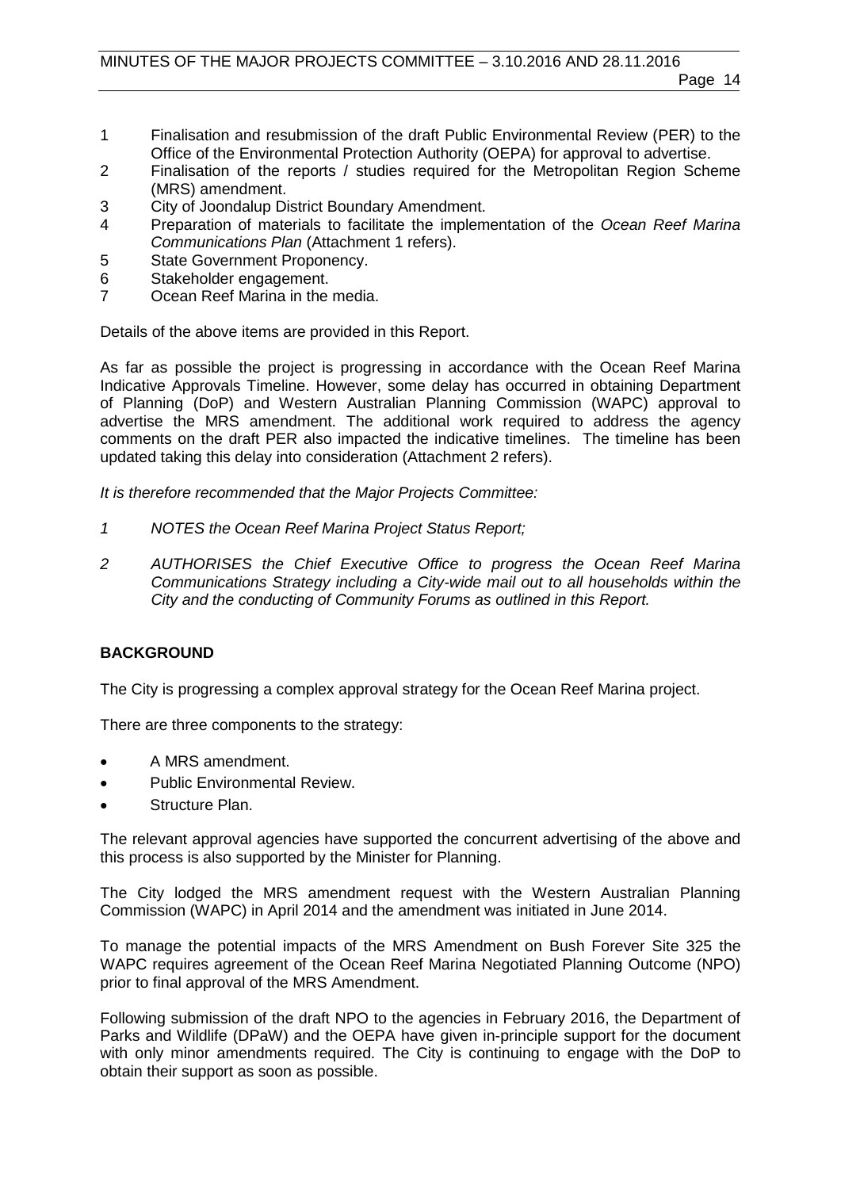1 Finalisation and resubmission of the draft Public Environmental Review (PER) to the Office of the Environmental Protection Authority (OEPA) for approval to advertise.
2 Finalisation of the reports / studies required for the Metropolitan Region Scheme (MRS) amendment.
3 City of Joondalup District Boundary Amendment.
4 Preparation of materials to facilitate the implementation of the *Ocean Reef Marina Communications Plan* (Attachment 1 refers).
5 State Government Proponency.
6 Stakeholder engagement.
7 Ocean Reef Marina in the media.

Details of the above items are provided in this Report.

As far as possible the project is progressing in accordance with the Ocean Reef Marina Indicative Approvals Timeline. However, some delay has occurred in obtaining Department of Planning (DoP) and Western Australian Planning Commission (WAPC) approval to advertise the MRS amendment. The additional work required to address the agency comments on the draft PER also impacted the indicative timelines. The timeline has been updated taking this delay into consideration (Attachment 2 refers).

*It is therefore recommended that the Major Projects Committee:*

*1 NOTES the Ocean Reef Marina Project Status Report;*

*2 AUTHORISES the Chief Executive Office to progress the Ocean Reef Marina Communications Strategy including a City-wide mail out to all households within the City and the conducting of Community Forums as outlined in this Report.*

## BACKGROUND

The City is progressing a complex approval strategy for the Ocean Reef Marina project.

There are three components to the strategy:

- A MRS amendment.
- Public Environmental Review.
- Structure Plan.

The relevant approval agencies have supported the concurrent advertising of the above and this process is also supported by the Minister for Planning.

The City lodged the MRS amendment request with the Western Australian Planning Commission (WAPC) in April 2014 and the amendment was initiated in June 2014.

To manage the potential impacts of the MRS Amendment on Bush Forever Site 325 the WAPC requires agreement of the Ocean Reef Marina Negotiated Planning Outcome (NPO) prior to final approval of the MRS Amendment.

Following submission of the draft NPO to the agencies in February 2016, the Department of Parks and Wildlife (DPaW) and the OEPA have given in-principle support for the document with only minor amendments required. The City is continuing to engage with the DoP to obtain their support as soon as possible.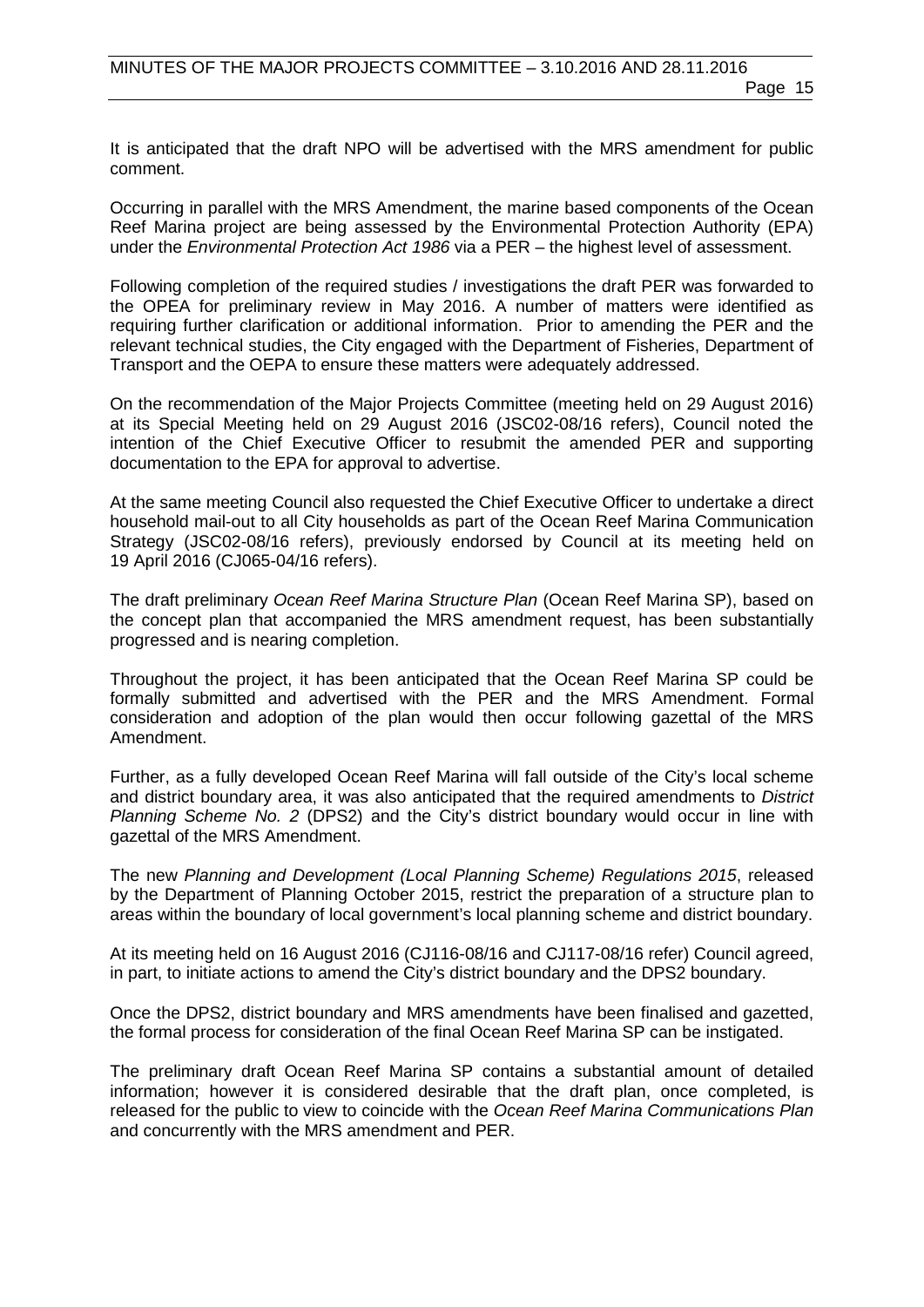It is anticipated that the draft NPO will be advertised with the MRS amendment for public comment.

Occurring in parallel with the MRS Amendment, the marine based components of the Ocean Reef Marina project are being assessed by the Environmental Protection Authority (EPA) under the *Environmental Protection Act 1986* via a PER – the highest level of assessment.

Following completion of the required studies / investigations the draft PER was forwarded to the OPEA for preliminary review in May 2016. A number of matters were identified as requiring further clarification or additional information. Prior to amending the PER and the relevant technical studies, the City engaged with the Department of Fisheries, Department of Transport and the OEPA to ensure these matters were adequately addressed.

On the recommendation of the Major Projects Committee (meeting held on 29 August 2016) at its Special Meeting held on 29 August 2016 (JSC02-08/16 refers), Council noted the intention of the Chief Executive Officer to resubmit the amended PER and supporting documentation to the EPA for approval to advertise.

At the same meeting Council also requested the Chief Executive Officer to undertake a direct household mail-out to all City households as part of the Ocean Reef Marina Communication Strategy (JSC02-08/16 refers), previously endorsed by Council at its meeting held on 19 April 2016 (CJ065-04/16 refers).

The draft preliminary *Ocean Reef Marina Structure Plan* (Ocean Reef Marina SP), based on the concept plan that accompanied the MRS amendment request, has been substantially progressed and is nearing completion.

Throughout the project, it has been anticipated that the Ocean Reef Marina SP could be formally submitted and advertised with the PER and the MRS Amendment. Formal consideration and adoption of the plan would then occur following gazettal of the MRS Amendment.

Further, as a fully developed Ocean Reef Marina will fall outside of the City's local scheme and district boundary area, it was also anticipated that the required amendments to *District Planning Scheme No. 2* (DPS2) and the City's district boundary would occur in line with gazettal of the MRS Amendment.

The new *Planning and Development (Local Planning Scheme) Regulations 2015*, released by the Department of Planning October 2015, restrict the preparation of a structure plan to areas within the boundary of local government's local planning scheme and district boundary.

At its meeting held on 16 August 2016 (CJ116-08/16 and CJ117-08/16 refer) Council agreed, in part, to initiate actions to amend the City's district boundary and the DPS2 boundary.

Once the DPS2, district boundary and MRS amendments have been finalised and gazetted, the formal process for consideration of the final Ocean Reef Marina SP can be instigated.

The preliminary draft Ocean Reef Marina SP contains a substantial amount of detailed information; however it is considered desirable that the draft plan, once completed, is released for the public to view to coincide with the *Ocean Reef Marina Communications Plan* and concurrently with the MRS amendment and PER.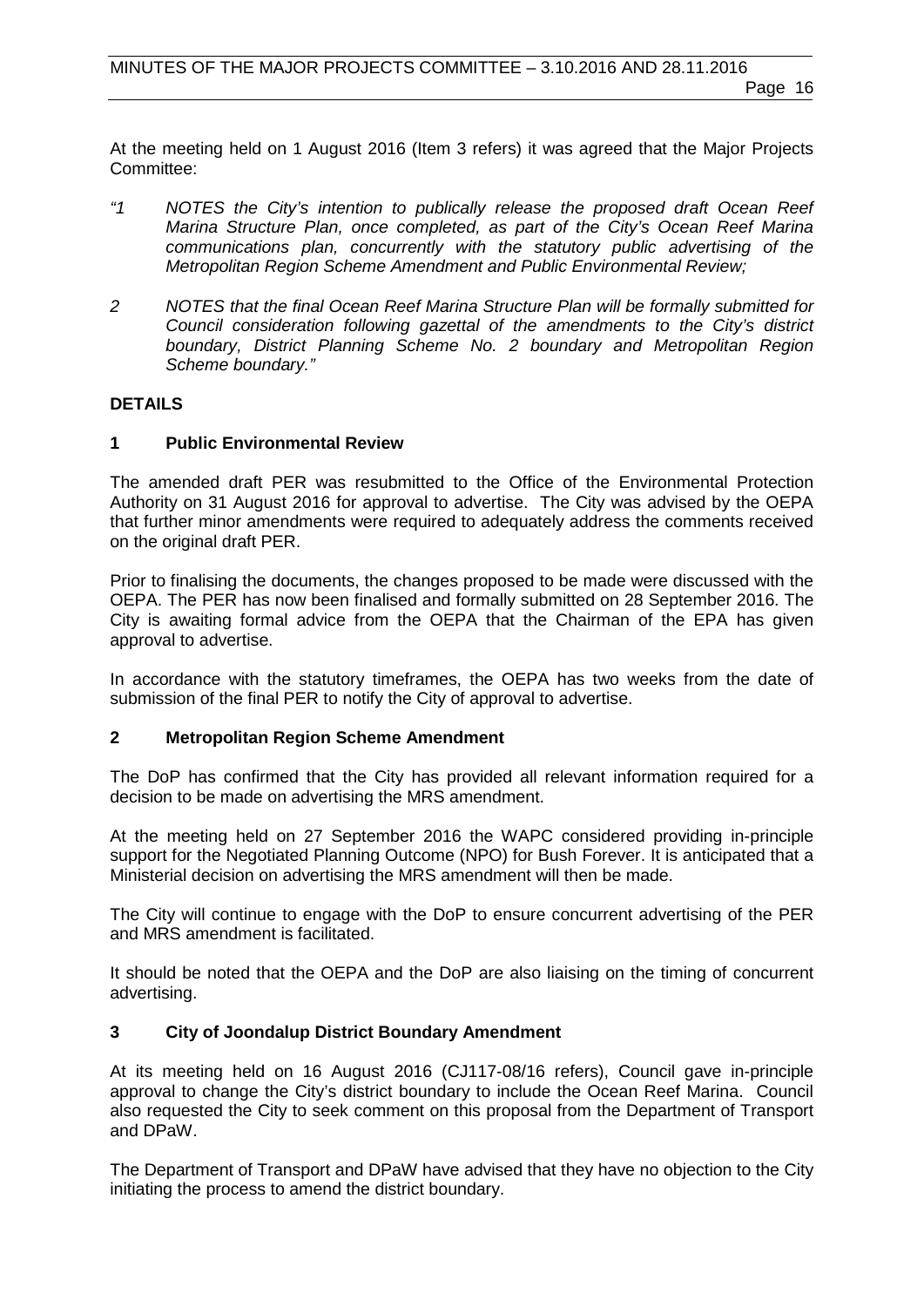At the meeting held on 1 August 2016 (Item 3 refers) it was agreed that the Major Projects Committee:

*"1 NOTES the City's intention to publically release the proposed draft Ocean Reef Marina Structure Plan, once completed, as part of the City's Ocean Reef Marina communications plan, concurrently with the statutory public advertising of the Metropolitan Region Scheme Amendment and Public Environmental Review;*

*2 NOTES that the final Ocean Reef Marina Structure Plan will be formally submitted for Council consideration following gazettal of the amendments to the City's district boundary, District Planning Scheme No. 2 boundary and Metropolitan Region Scheme boundary."*

**DETAILS**

**1 Public Environmental Review**

The amended draft PER was resubmitted to the Office of the Environmental Protection Authority on 31 August 2016 for approval to advertise. The City was advised by the OEPA that further minor amendments were required to adequately address the comments received on the original draft PER.

Prior to finalising the documents, the changes proposed to be made were discussed with the OEPA. The PER has now been finalised and formally submitted on 28 September 2016. The City is awaiting formal advice from the OEPA that the Chairman of the EPA has given approval to advertise.

In accordance with the statutory timeframes, the OEPA has two weeks from the date of submission of the final PER to notify the City of approval to advertise.

**2 Metropolitan Region Scheme Amendment**

The DoP has confirmed that the City has provided all relevant information required for a decision to be made on advertising the MRS amendment.

At the meeting held on 27 September 2016 the WAPC considered providing in-principle support for the Negotiated Planning Outcome (NPO) for Bush Forever. It is anticipated that a Ministerial decision on advertising the MRS amendment will then be made.

The City will continue to engage with the DoP to ensure concurrent advertising of the PER and MRS amendment is facilitated.

It should be noted that the OEPA and the DoP are also liaising on the timing of concurrent advertising.

**3 City of Joondalup District Boundary Amendment**

At its meeting held on 16 August 2016 (CJ117-08/16 refers), Council gave in-principle approval to change the City's district boundary to include the Ocean Reef Marina. Council also requested the City to seek comment on this proposal from the Department of Transport and DPaW.

The Department of Transport and DPaW have advised that they have no objection to the City initiating the process to amend the district boundary.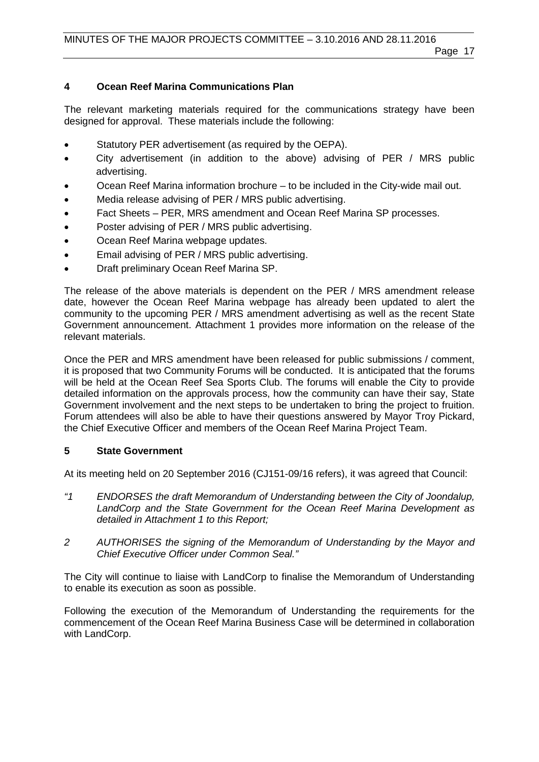## 4 Ocean Reef Marina Communications Plan

The relevant marketing materials required for the communications strategy have been designed for approval. These materials include the following:

- Statutory PER advertisement (as required by the OEPA).
- City advertisement (in addition to the above) advising of PER / MRS public advertising.
- Ocean Reef Marina information brochure – to be included in the City-wide mail out.
- Media release advising of PER / MRS public advertising.
- Fact Sheets – PER, MRS amendment and Ocean Reef Marina SP processes.
- Poster advising of PER / MRS public advertising.
- Ocean Reef Marina webpage updates.
- Email advising of PER / MRS public advertising.
- Draft preliminary Ocean Reef Marina SP.

The release of the above materials is dependent on the PER / MRS amendment release date, however the Ocean Reef Marina webpage has already been updated to alert the community to the upcoming PER / MRS amendment advertising as well as the recent State Government announcement. Attachment 1 provides more information on the release of the relevant materials.

Once the PER and MRS amendment have been released for public submissions / comment, it is proposed that two Community Forums will be conducted. It is anticipated that the forums will be held at the Ocean Reef Sea Sports Club. The forums will enable the City to provide detailed information on the approvals process, how the community can have their say, State Government involvement and the next steps to be undertaken to bring the project to fruition. Forum attendees will also be able to have their questions answered by Mayor Troy Pickard, the Chief Executive Officer and members of the Ocean Reef Marina Project Team.

## 5 State Government

At its meeting held on 20 September 2016 (CJ151-09/16 refers), it was agreed that Council:

*"1 ENDORSES the draft Memorandum of Understanding between the City of Joondalup, LandCorp and the State Government for the Ocean Reef Marina Development as detailed in Attachment 1 to this Report;*

*2 AUTHORISES the signing of the Memorandum of Understanding by the Mayor and Chief Executive Officer under Common Seal."*

The City will continue to liaise with LandCorp to finalise the Memorandum of Understanding to enable its execution as soon as possible.

Following the execution of the Memorandum of Understanding the requirements for the commencement of the Ocean Reef Marina Business Case will be determined in collaboration with LandCorp.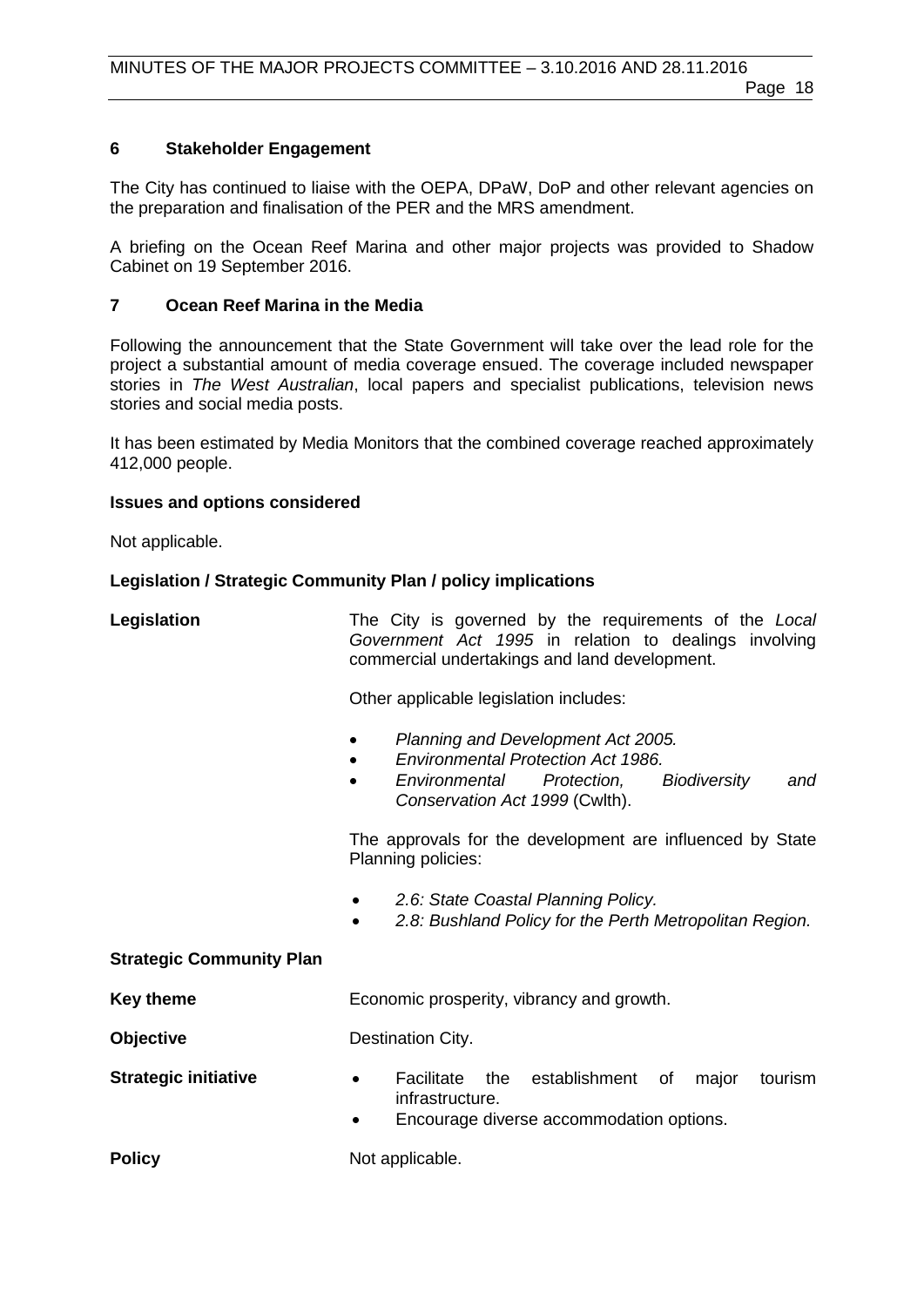### 6 Stakeholder Engagement

The City has continued to liaise with the OEPA, DPaW, DoP and other relevant agencies on the preparation and finalisation of the PER and the MRS amendment.

A briefing on the Ocean Reef Marina and other major projects was provided to Shadow Cabinet on 19 September 2016.

### 7 Ocean Reef Marina in the Media

Following the announcement that the State Government will take over the lead role for the project a substantial amount of media coverage ensued. The coverage included newspaper stories in *The West Australian*, local papers and specialist publications, television news stories and social media posts.

It has been estimated by Media Monitors that the combined coverage reached approximately 412,000 people.

**Issues and options considered**

Not applicable.

**Legislation / Strategic Community Plan / policy implications**

**Legislation**

The City is governed by the requirements of the *Local Government Act 1995* in relation to dealings involving commercial undertakings and land development.

Other applicable legislation includes:

- *Planning and Development Act 2005.*
- *Environmental Protection Act 1986.*
- *Environmental Protection, Biodiversity and Conservation Act 1999* (Cwlth).

The approvals for the development are influenced by State Planning policies:

- *2.6: State Coastal Planning Policy.*
- *2.8: Bushland Policy for the Perth Metropolitan Region.*

**Strategic Community Plan**

**Key theme** Economic prosperity, vibrancy and growth.

**Objective** Destination City.

**Strategic initiative**

- Facilitate the establishment of major tourism infrastructure.
- Encourage diverse accommodation options.

**Policy** Not applicable.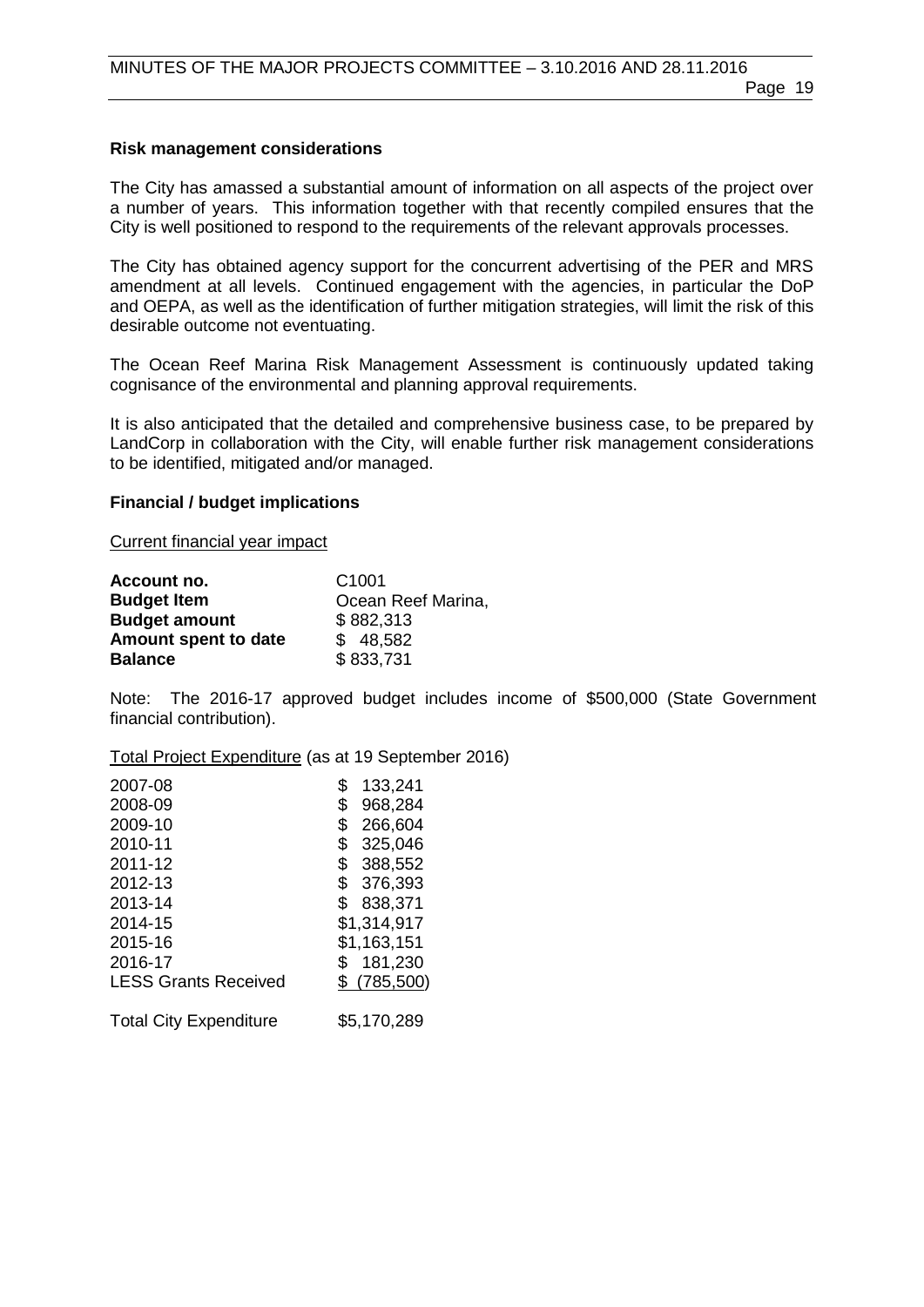**Risk management considerations**

The City has amassed a substantial amount of information on all aspects of the project over a number of years. This information together with that recently compiled ensures that the City is well positioned to respond to the requirements of the relevant approvals processes.

The City has obtained agency support for the concurrent advertising of the PER and MRS amendment at all levels. Continued engagement with the agencies, in particular the DoP and OEPA, as well as the identification of further mitigation strategies, will limit the risk of this desirable outcome not eventuating.

The Ocean Reef Marina Risk Management Assessment is continuously updated taking cognisance of the environmental and planning approval requirements.

It is also anticipated that the detailed and comprehensive business case, to be prepared by LandCorp in collaboration with the City, will enable further risk management considerations to be identified, mitigated and/or managed.

**Financial / budget implications**

Current financial year impact

| | |
|---|---|
| **Account no.** | C1001 |
| **Budget Item** | Ocean Reef Marina, |
| **Budget amount** | $ 882,313 |
| **Amount spent to date** | $ 48,582 |
| **Balance** | $ 833,731 |

Note: The 2016-17 approved budget includes income of $500,000 (State Government financial contribution).

Total Project Expenditure (as at 19 September 2016)

| | |
|---|---|
| 2007-08 | $ 133,241 |
| 2008-09 | $ 968,284 |
| 2009-10 | $ 266,604 |
| 2010-11 | $ 325,046 |
| 2011-12 | $ 388,552 |
| 2012-13 | $ 376,393 |
| 2013-14 | $ 838,371 |
| 2014-15 | $1,314,917 |
| 2015-16 | $1,163,151 |
| 2016-17 | $ 181,230 |
| LESS Grants Received | $ (785,500) |
| Total City Expenditure | $5,170,289 |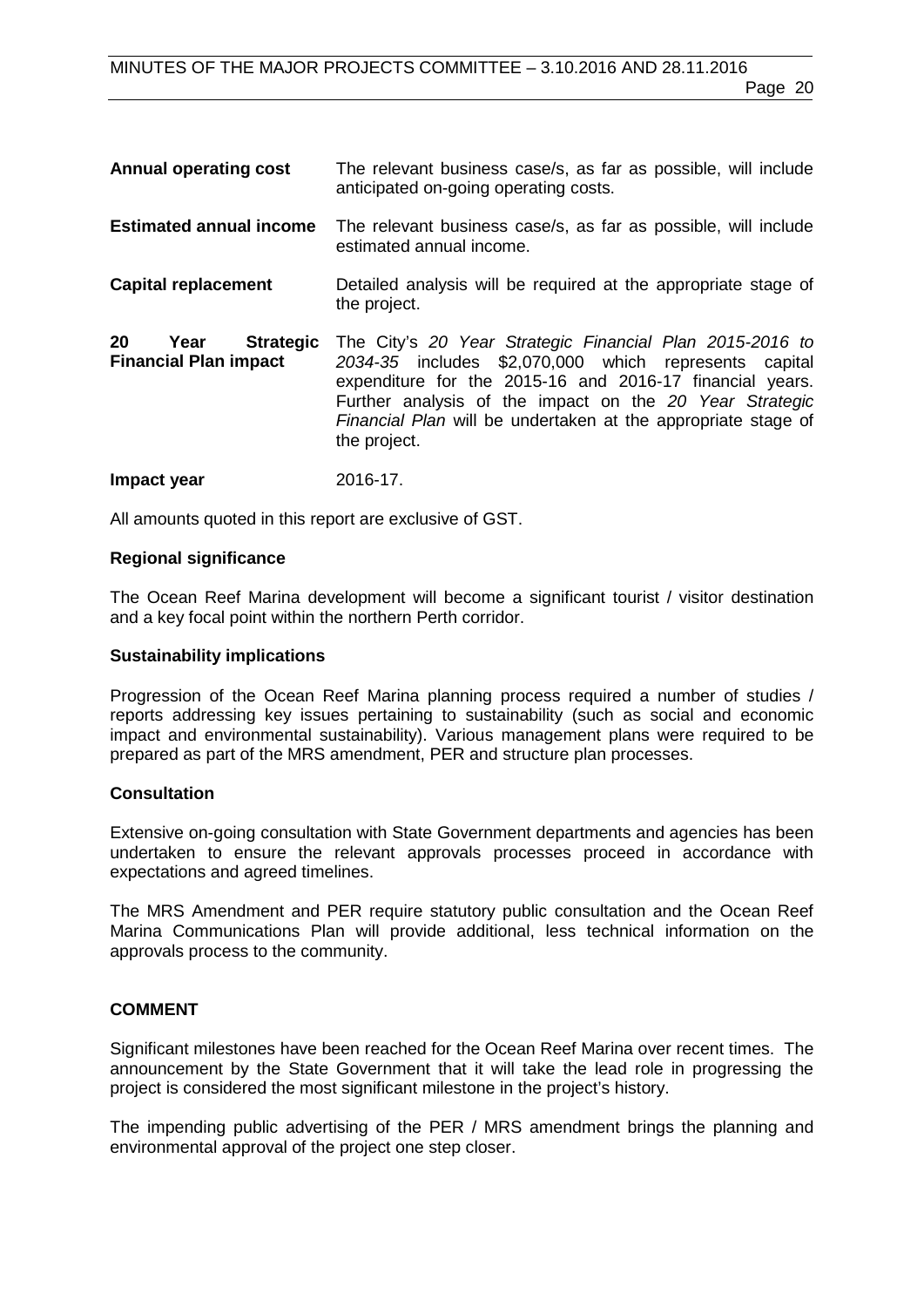| | |
|---|---|
| **Annual operating cost** | The relevant business case/s, as far as possible, will include anticipated on-going operating costs. |
| **Estimated annual income** | The relevant business case/s, as far as possible, will include estimated annual income. |
| **Capital replacement** | Detailed analysis will be required at the appropriate stage of the project. |
| **20 Year Strategic Financial Plan impact** | The City's *20 Year Strategic Financial Plan 2015-2016 to 2034-35* includes \$2,070,000 which represents capital expenditure for the 2015-16 and 2016-17 financial years. Further analysis of the impact on the *20 Year Strategic Financial Plan* will be undertaken at the appropriate stage of the project. |
| **Impact year** | 2016-17. |

All amounts quoted in this report are exclusive of GST.

**Regional significance**

The Ocean Reef Marina development will become a significant tourist / visitor destination and a key focal point within the northern Perth corridor.

**Sustainability implications**

Progression of the Ocean Reef Marina planning process required a number of studies / reports addressing key issues pertaining to sustainability (such as social and economic impact and environmental sustainability). Various management plans were required to be prepared as part of the MRS amendment, PER and structure plan processes.

**Consultation**

Extensive on-going consultation with State Government departments and agencies has been undertaken to ensure the relevant approvals processes proceed in accordance with expectations and agreed timelines.

The MRS Amendment and PER require statutory public consultation and the Ocean Reef Marina Communications Plan will provide additional, less technical information on the approvals process to the community.

## COMMENT

Significant milestones have been reached for the Ocean Reef Marina over recent times. The announcement by the State Government that it will take the lead role in progressing the project is considered the most significant milestone in the project's history.

The impending public advertising of the PER / MRS amendment brings the planning and environmental approval of the project one step closer.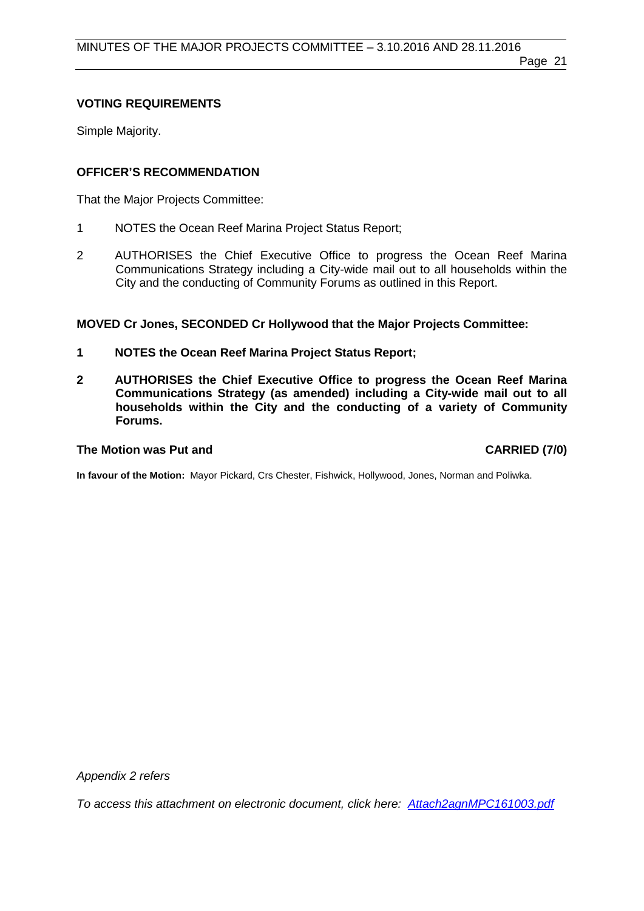### VOTING REQUIREMENTS

Simple Majority.

### OFFICER'S RECOMMENDATION

That the Major Projects Committee:

1. NOTES the Ocean Reef Marina Project Status Report;
2. AUTHORISES the Chief Executive Office to progress the Ocean Reef Marina Communications Strategy including a City-wide mail out to all households within the City and the conducting of Community Forums as outlined in this Report.

**MOVED Cr Jones, SECONDED Cr Hollywood that the Major Projects Committee:**

1. **NOTES the Ocean Reef Marina Project Status Report;**
2. **AUTHORISES the Chief Executive Office to progress the Ocean Reef Marina Communications Strategy (as amended) including a City-wide mail out to all households within the City and the conducting of a variety of Community Forums.**

**The Motion was Put and CARRIED (7/0)**

**In favour of the Motion:** Mayor Pickard, Crs Chester, Fishwick, Hollywood, Jones, Norman and Poliwka.

*Appendix 2 refers*

*To access this attachment on electronic document, click here: Attach2agnMPC161003.pdf*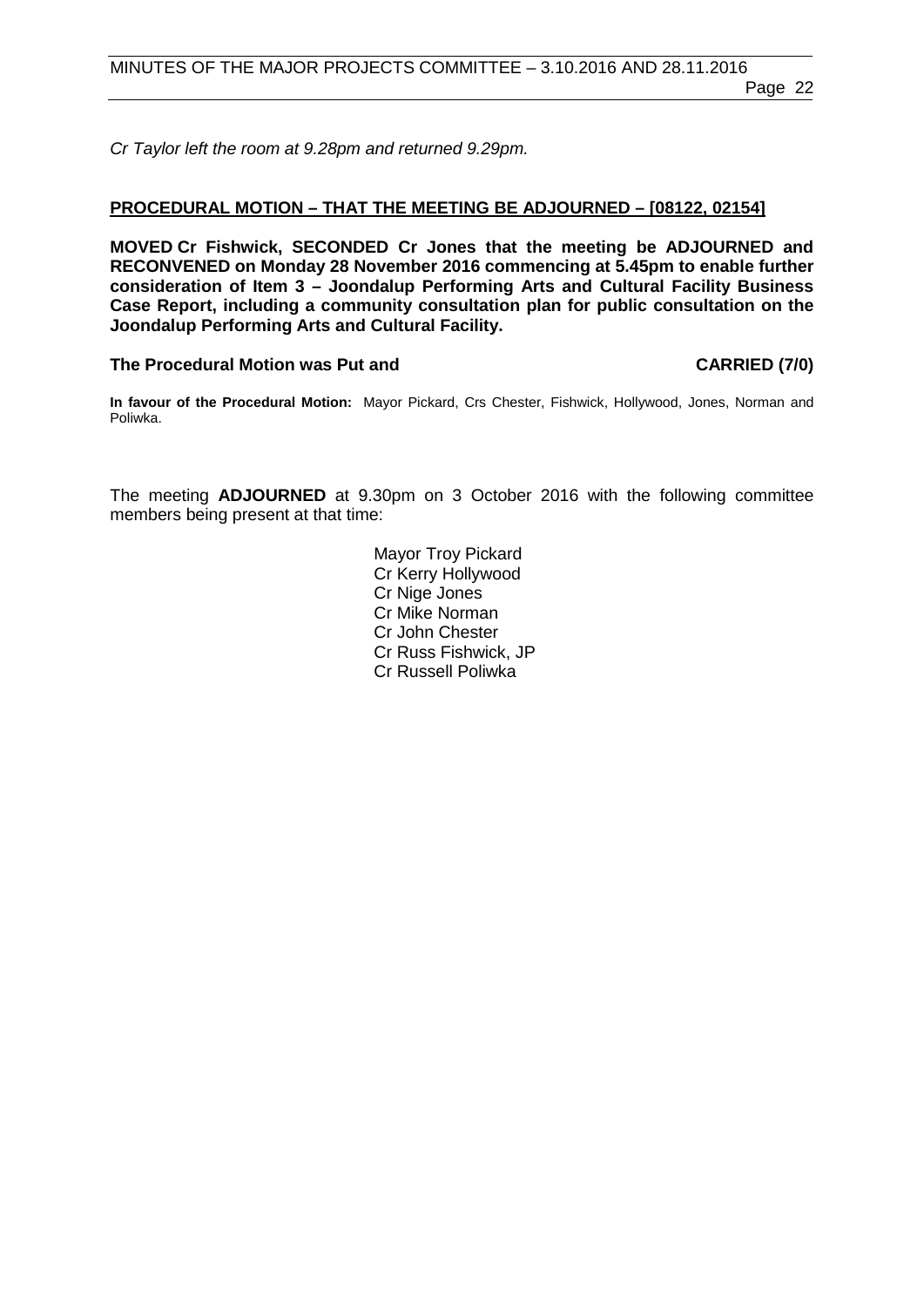*Cr Taylor left the room at 9.28pm and returned 9.29pm.*

**PROCEDURAL MOTION – THAT THE MEETING BE ADJOURNED – [08122, 02154]**

**MOVED Cr Fishwick, SECONDED Cr Jones that the meeting be ADJOURNED and RECONVENED on Monday 28 November 2016 commencing at 5.45pm to enable further consideration of Item 3 – Joondalup Performing Arts and Cultural Facility Business Case Report, including a community consultation plan for public consultation on the Joondalup Performing Arts and Cultural Facility.**

**The Procedural Motion was Put and CARRIED (7/0)**

**In favour of the Procedural Motion:** Mayor Pickard, Crs Chester, Fishwick, Hollywood, Jones, Norman and Poliwka.

The meeting **ADJOURNED** at 9.30pm on 3 October 2016 with the following committee members being present at that time:

Mayor Troy Pickard
Cr Kerry Hollywood
Cr Nige Jones
Cr Mike Norman
Cr John Chester
Cr Russ Fishwick, JP
Cr Russell Poliwka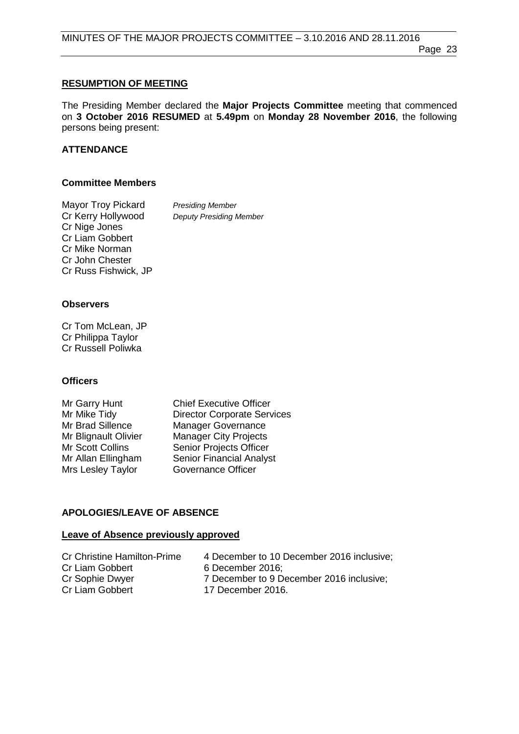## RESUMPTION OF MEETING

The Presiding Member declared the **Major Projects Committee** meeting that commenced on **3 October 2016 RESUMED** at **5.49pm** on **Monday 28 November 2016**, the following persons being present:

### ATTENDANCE

#### Committee Members

| | |
|---|---|
| Mayor Troy Pickard | *Presiding Member* |
| Cr Kerry Hollywood | *Deputy Presiding Member* |
| Cr Nige Jones | |
| Cr Liam Gobbert | |
| Cr Mike Norman | |
| Cr John Chester | |
| Cr Russ Fishwick, JP | |

#### Observers

Cr Tom McLean, JP
Cr Philippa Taylor
Cr Russell Poliwka

#### Officers

| | |
|---|---|
| Mr Garry Hunt | Chief Executive Officer |
| Mr Mike Tidy | Director Corporate Services |
| Mr Brad Sillence | Manager Governance |
| Mr Blignault Olivier | Manager City Projects |
| Mr Scott Collins | Senior Projects Officer |
| Mr Allan Ellingham | Senior Financial Analyst |
| Mrs Lesley Taylor | Governance Officer |

### APOLOGIES/LEAVE OF ABSENCE

**Leave of Absence previously approved**

| | |
|---|---|
| Cr Christine Hamilton-Prime | 4 December to 10 December 2016 inclusive; |
| Cr Liam Gobbert | 6 December 2016; |
| Cr Sophie Dwyer | 7 December to 9 December 2016 inclusive; |
| Cr Liam Gobbert | 17 December 2016. |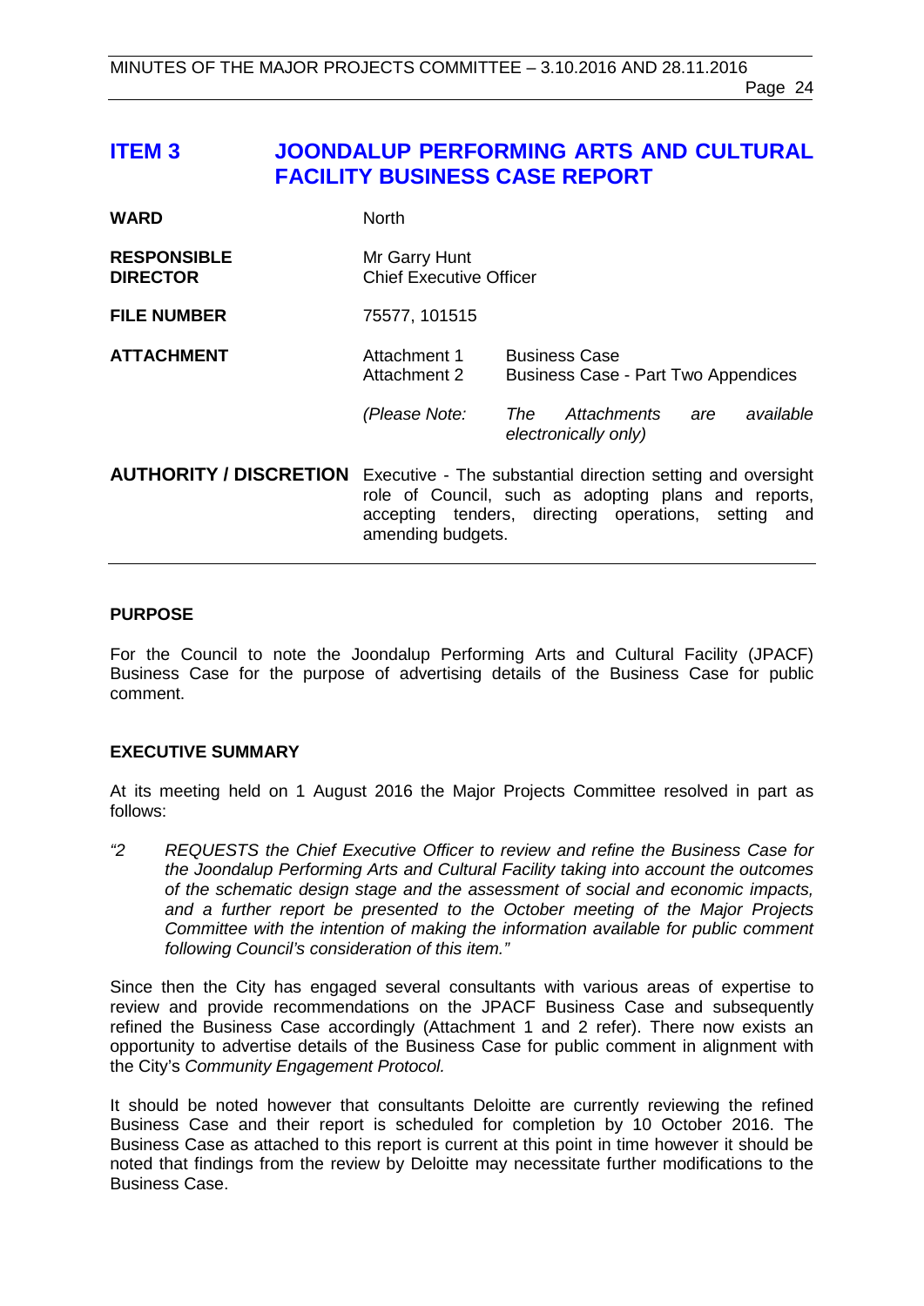# ITEM 3 JOONDALUP PERFORMING ARTS AND CULTURAL FACILITY BUSINESS CASE REPORT

| | | |
|---|---|---|
| **WARD** | North | |
| **RESPONSIBLE DIRECTOR** | Mr Garry Hunt<br>Chief Executive Officer | |
| **FILE NUMBER** | 75577, 101515 | |
| **ATTACHMENT** | Attachment 1<br>Attachment 2 | Business Case<br>Business Case - Part Two Appendices |
| | *(Please Note:* | *The Attachments are available electronically only)* |
| **AUTHORITY / DISCRETION** | Executive - The substantial direction setting and oversight role of Council, such as adopting plans and reports, accepting tenders, directing operations, setting and amending budgets. | |

## PURPOSE

For the Council to note the Joondalup Performing Arts and Cultural Facility (JPACF) Business Case for the purpose of advertising details of the Business Case for public comment.

## EXECUTIVE SUMMARY

At its meeting held on 1 August 2016 the Major Projects Committee resolved in part as follows:

*"2 REQUESTS the Chief Executive Officer to review and refine the Business Case for the Joondalup Performing Arts and Cultural Facility taking into account the outcomes of the schematic design stage and the assessment of social and economic impacts, and a further report be presented to the October meeting of the Major Projects Committee with the intention of making the information available for public comment following Council's consideration of this item."*

Since then the City has engaged several consultants with various areas of expertise to review and provide recommendations on the JPACF Business Case and subsequently refined the Business Case accordingly (Attachment 1 and 2 refer). There now exists an opportunity to advertise details of the Business Case for public comment in alignment with the City's *Community Engagement Protocol.*

It should be noted however that consultants Deloitte are currently reviewing the refined Business Case and their report is scheduled for completion by 10 October 2016. The Business Case as attached to this report is current at this point in time however it should be noted that findings from the review by Deloitte may necessitate further modifications to the Business Case.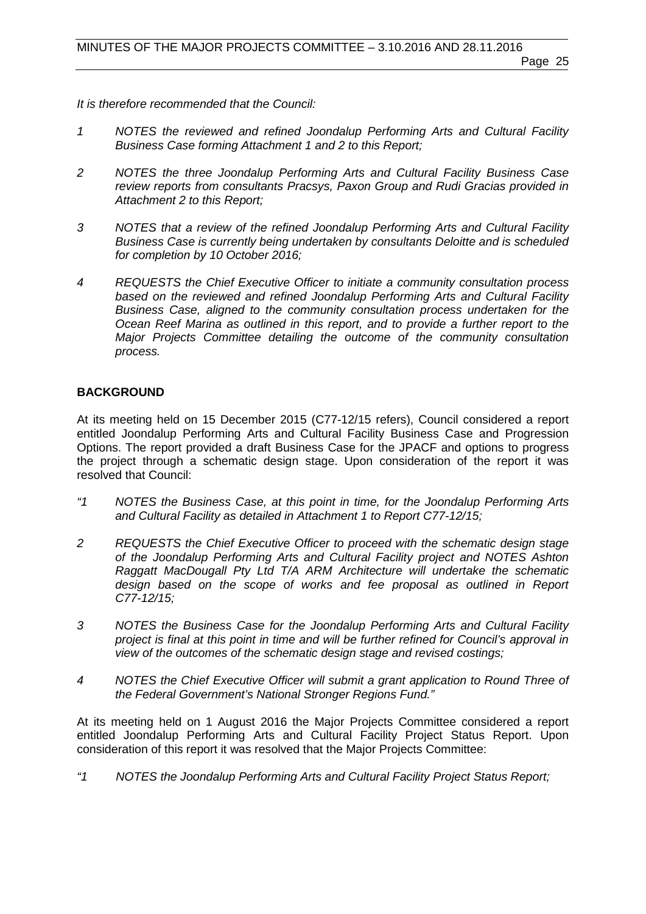*It is therefore recommended that the Council:*

*1 NOTES the reviewed and refined Joondalup Performing Arts and Cultural Facility Business Case forming Attachment 1 and 2 to this Report;*

*2 NOTES the three Joondalup Performing Arts and Cultural Facility Business Case review reports from consultants Pracsys, Paxon Group and Rudi Gracias provided in Attachment 2 to this Report;*

*3 NOTES that a review of the refined Joondalup Performing Arts and Cultural Facility Business Case is currently being undertaken by consultants Deloitte and is scheduled for completion by 10 October 2016;*

*4 REQUESTS the Chief Executive Officer to initiate a community consultation process based on the reviewed and refined Joondalup Performing Arts and Cultural Facility Business Case, aligned to the community consultation process undertaken for the Ocean Reef Marina as outlined in this report, and to provide a further report to the Major Projects Committee detailing the outcome of the community consultation process.*

**BACKGROUND**

At its meeting held on 15 December 2015 (C77-12/15 refers), Council considered a report entitled Joondalup Performing Arts and Cultural Facility Business Case and Progression Options. The report provided a draft Business Case for the JPACF and options to progress the project through a schematic design stage. Upon consideration of the report it was resolved that Council:

*"1 NOTES the Business Case, at this point in time, for the Joondalup Performing Arts and Cultural Facility as detailed in Attachment 1 to Report C77-12/15;*

*2 REQUESTS the Chief Executive Officer to proceed with the schematic design stage of the Joondalup Performing Arts and Cultural Facility project and NOTES Ashton Raggatt MacDougall Pty Ltd T/A ARM Architecture will undertake the schematic design based on the scope of works and fee proposal as outlined in Report C77-12/15;*

*3 NOTES the Business Case for the Joondalup Performing Arts and Cultural Facility project is final at this point in time and will be further refined for Council's approval in view of the outcomes of the schematic design stage and revised costings;*

*4 NOTES the Chief Executive Officer will submit a grant application to Round Three of the Federal Government's National Stronger Regions Fund."*

At its meeting held on 1 August 2016 the Major Projects Committee considered a report entitled Joondalup Performing Arts and Cultural Facility Project Status Report. Upon consideration of this report it was resolved that the Major Projects Committee:

*"1 NOTES the Joondalup Performing Arts and Cultural Facility Project Status Report;*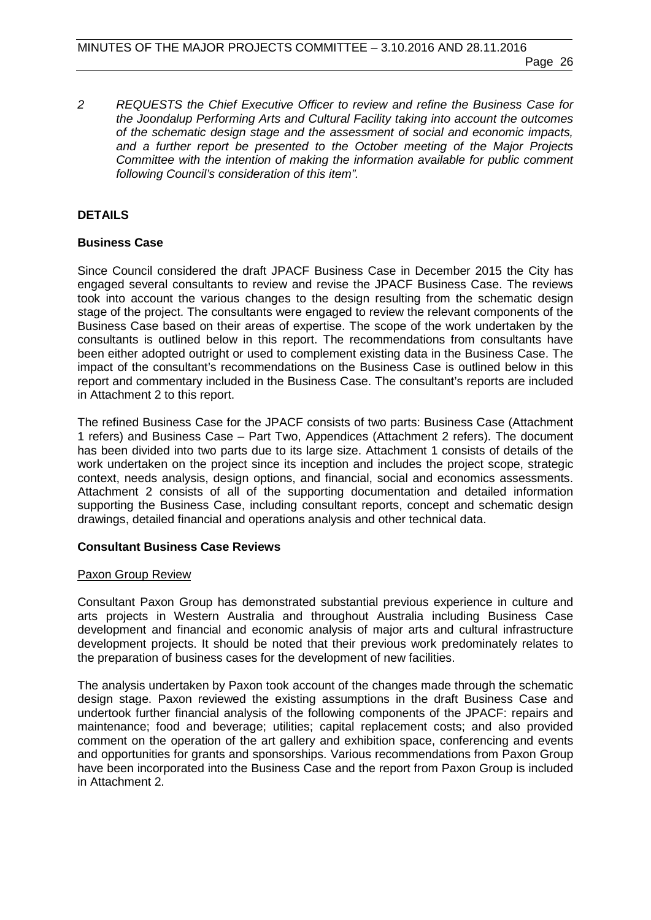*2 REQUESTS the Chief Executive Officer to review and refine the Business Case for the Joondalup Performing Arts and Cultural Facility taking into account the outcomes of the schematic design stage and the assessment of social and economic impacts, and a further report be presented to the October meeting of the Major Projects Committee with the intention of making the information available for public comment following Council's consideration of this item".*

## DETAILS

### Business Case

Since Council considered the draft JPACF Business Case in December 2015 the City has engaged several consultants to review and revise the JPACF Business Case. The reviews took into account the various changes to the design resulting from the schematic design stage of the project. The consultants were engaged to review the relevant components of the Business Case based on their areas of expertise. The scope of the work undertaken by the consultants is outlined below in this report. The recommendations from consultants have been either adopted outright or used to complement existing data in the Business Case. The impact of the consultant's recommendations on the Business Case is outlined below in this report and commentary included in the Business Case. The consultant's reports are included in Attachment 2 to this report.

The refined Business Case for the JPACF consists of two parts: Business Case (Attachment 1 refers) and Business Case – Part Two, Appendices (Attachment 2 refers). The document has been divided into two parts due to its large size. Attachment 1 consists of details of the work undertaken on the project since its inception and includes the project scope, strategic context, needs analysis, design options, and financial, social and economics assessments. Attachment 2 consists of all of the supporting documentation and detailed information supporting the Business Case, including consultant reports, concept and schematic design drawings, detailed financial and operations analysis and other technical data.

### Consultant Business Case Reviews

Paxon Group Review

Consultant Paxon Group has demonstrated substantial previous experience in culture and arts projects in Western Australia and throughout Australia including Business Case development and financial and economic analysis of major arts and cultural infrastructure development projects. It should be noted that their previous work predominately relates to the preparation of business cases for the development of new facilities.

The analysis undertaken by Paxon took account of the changes made through the schematic design stage. Paxon reviewed the existing assumptions in the draft Business Case and undertook further financial analysis of the following components of the JPACF: repairs and maintenance; food and beverage; utilities; capital replacement costs; and also provided comment on the operation of the art gallery and exhibition space, conferencing and events and opportunities for grants and sponsorships. Various recommendations from Paxon Group have been incorporated into the Business Case and the report from Paxon Group is included in Attachment 2.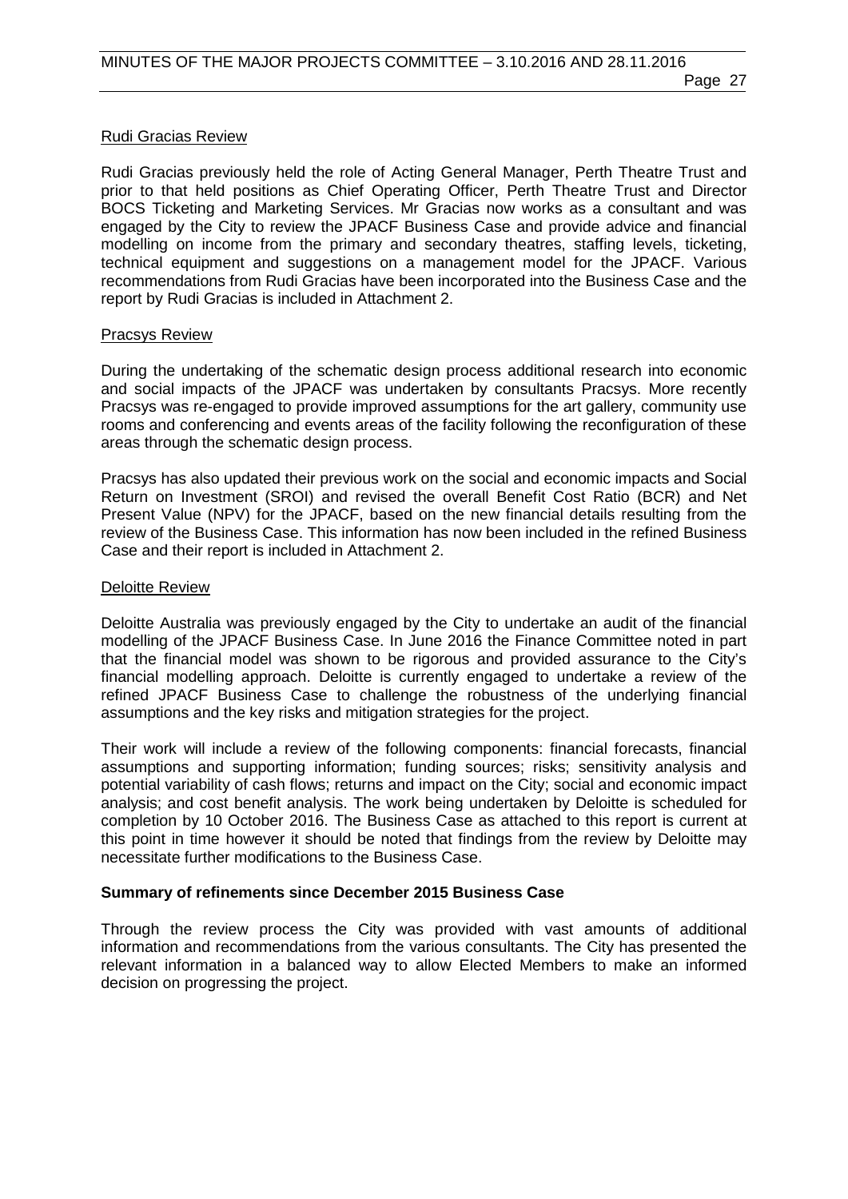Rudi Gracias Review

Rudi Gracias previously held the role of Acting General Manager, Perth Theatre Trust and prior to that held positions as Chief Operating Officer, Perth Theatre Trust and Director BOCS Ticketing and Marketing Services. Mr Gracias now works as a consultant and was engaged by the City to review the JPACF Business Case and provide advice and financial modelling on income from the primary and secondary theatres, staffing levels, ticketing, technical equipment and suggestions on a management model for the JPACF. Various recommendations from Rudi Gracias have been incorporated into the Business Case and the report by Rudi Gracias is included in Attachment 2.

Pracsys Review

During the undertaking of the schematic design process additional research into economic and social impacts of the JPACF was undertaken by consultants Pracsys. More recently Pracsys was re-engaged to provide improved assumptions for the art gallery, community use rooms and conferencing and events areas of the facility following the reconfiguration of these areas through the schematic design process.

Pracsys has also updated their previous work on the social and economic impacts and Social Return on Investment (SROI) and revised the overall Benefit Cost Ratio (BCR) and Net Present Value (NPV) for the JPACF, based on the new financial details resulting from the review of the Business Case. This information has now been included in the refined Business Case and their report is included in Attachment 2.

Deloitte Review

Deloitte Australia was previously engaged by the City to undertake an audit of the financial modelling of the JPACF Business Case. In June 2016 the Finance Committee noted in part that the financial model was shown to be rigorous and provided assurance to the City's financial modelling approach. Deloitte is currently engaged to undertake a review of the refined JPACF Business Case to challenge the robustness of the underlying financial assumptions and the key risks and mitigation strategies for the project.

Their work will include a review of the following components: financial forecasts, financial assumptions and supporting information; funding sources; risks; sensitivity analysis and potential variability of cash flows; returns and impact on the City; social and economic impact analysis; and cost benefit analysis. The work being undertaken by Deloitte is scheduled for completion by 10 October 2016. The Business Case as attached to this report is current at this point in time however it should be noted that findings from the review by Deloitte may necessitate further modifications to the Business Case.

**Summary of refinements since December 2015 Business Case**

Through the review process the City was provided with vast amounts of additional information and recommendations from the various consultants. The City has presented the relevant information in a balanced way to allow Elected Members to make an informed decision on progressing the project.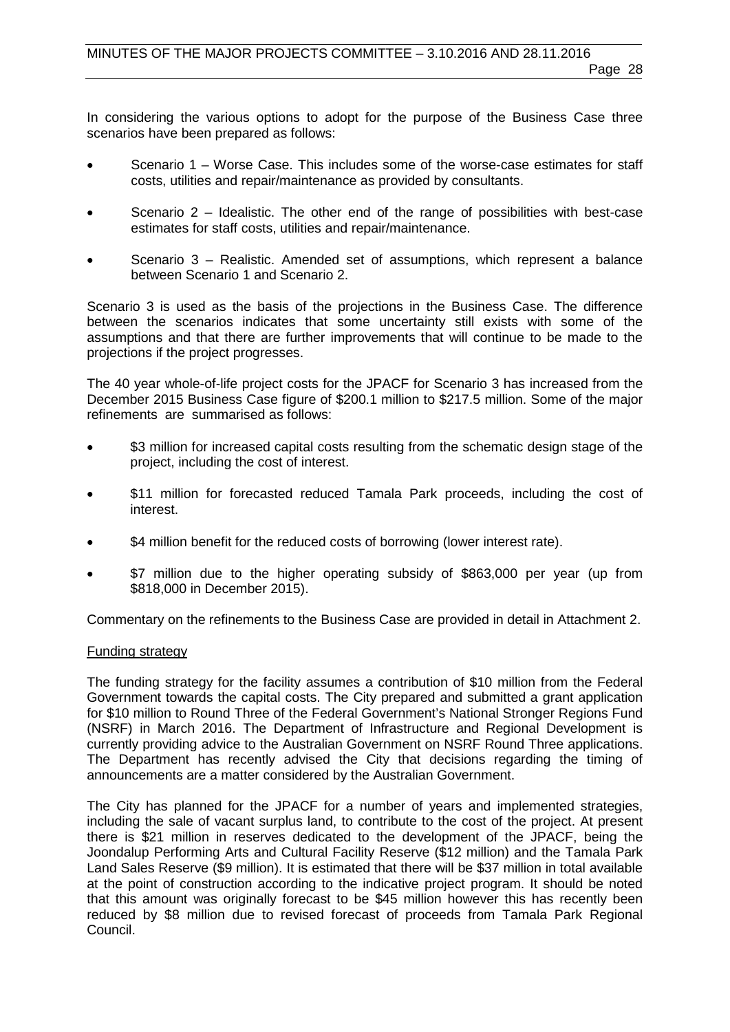In considering the various options to adopt for the purpose of the Business Case three scenarios have been prepared as follows:

- Scenario 1 – Worse Case. This includes some of the worse-case estimates for staff costs, utilities and repair/maintenance as provided by consultants.
- Scenario 2 – Idealistic. The other end of the range of possibilities with best-case estimates for staff costs, utilities and repair/maintenance.
- Scenario 3 – Realistic. Amended set of assumptions, which represent a balance between Scenario 1 and Scenario 2.

Scenario 3 is used as the basis of the projections in the Business Case. The difference between the scenarios indicates that some uncertainty still exists with some of the assumptions and that there are further improvements that will continue to be made to the projections if the project progresses.

The 40 year whole-of-life project costs for the JPACF for Scenario 3 has increased from the December 2015 Business Case figure of $200.1 million to $217.5 million. Some of the major refinements are summarised as follows:

- $3 million for increased capital costs resulting from the schematic design stage of the project, including the cost of interest.
- $11 million for forecasted reduced Tamala Park proceeds, including the cost of interest.
- $4 million benefit for the reduced costs of borrowing (lower interest rate).
- $7 million due to the higher operating subsidy of $863,000 per year (up from $818,000 in December 2015).

Commentary on the refinements to the Business Case are provided in detail in Attachment 2.

<u>Funding strategy</u>

The funding strategy for the facility assumes a contribution of $10 million from the Federal Government towards the capital costs. The City prepared and submitted a grant application for $10 million to Round Three of the Federal Government's National Stronger Regions Fund (NSRF) in March 2016. The Department of Infrastructure and Regional Development is currently providing advice to the Australian Government on NSRF Round Three applications. The Department has recently advised the City that decisions regarding the timing of announcements are a matter considered by the Australian Government.

The City has planned for the JPACF for a number of years and implemented strategies, including the sale of vacant surplus land, to contribute to the cost of the project. At present there is $21 million in reserves dedicated to the development of the JPACF, being the Joondalup Performing Arts and Cultural Facility Reserve ($12 million) and the Tamala Park Land Sales Reserve ($9 million). It is estimated that there will be $37 million in total available at the point of construction according to the indicative project program. It should be noted that this amount was originally forecast to be $45 million however this has recently been reduced by $8 million due to revised forecast of proceeds from Tamala Park Regional Council.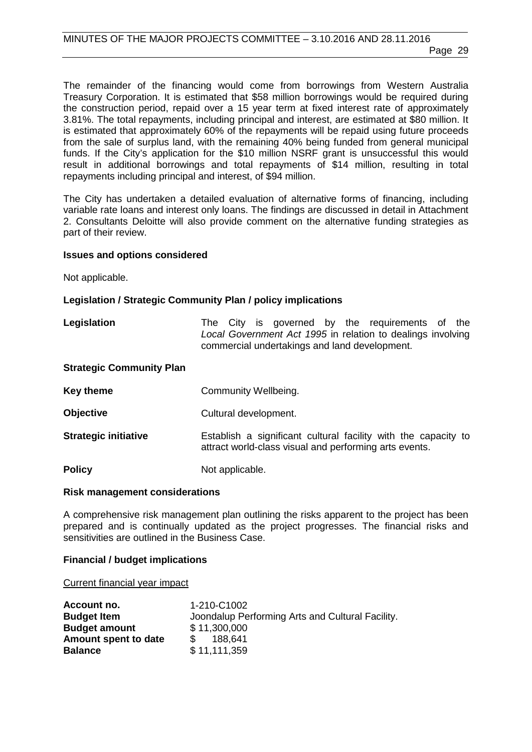The remainder of the financing would come from borrowings from Western Australia Treasury Corporation. It is estimated that $58 million borrowings would be required during the construction period, repaid over a 15 year term at fixed interest rate of approximately 3.81%. The total repayments, including principal and interest, are estimated at $80 million. It is estimated that approximately 60% of the repayments will be repaid using future proceeds from the sale of surplus land, with the remaining 40% being funded from general municipal funds. If the City's application for the $10 million NSRF grant is unsuccessful this would result in additional borrowings and total repayments of $14 million, resulting in total repayments including principal and interest, of $94 million.

The City has undertaken a detailed evaluation of alternative forms of financing, including variable rate loans and interest only loans. The findings are discussed in detail in Attachment 2. Consultants Deloitte will also provide comment on the alternative funding strategies as part of their review.

**Issues and options considered**

Not applicable.

**Legislation / Strategic Community Plan / policy implications**

**Legislation** — The City is governed by the requirements of the *Local Government Act 1995* in relation to dealings involving commercial undertakings and land development.

**Strategic Community Plan**

**Key theme** — Community Wellbeing.

**Objective** — Cultural development.

**Strategic initiative** — Establish a significant cultural facility with the capacity to attract world-class visual and performing arts events.

**Policy** — Not applicable.

**Risk management considerations**

A comprehensive risk management plan outlining the risks apparent to the project has been prepared and is continually updated as the project progresses. The financial risks and sensitivities are outlined in the Business Case.

**Financial / budget implications**

Current financial year impact

| | |
|---|---|
| **Account no.** | 1-210-C1002 |
| **Budget Item** | Joondalup Performing Arts and Cultural Facility. |
| **Budget amount** | $ 11,300,000 |
| **Amount spent to date** | $ 188,641 |
| **Balance** | $ 11,111,359 |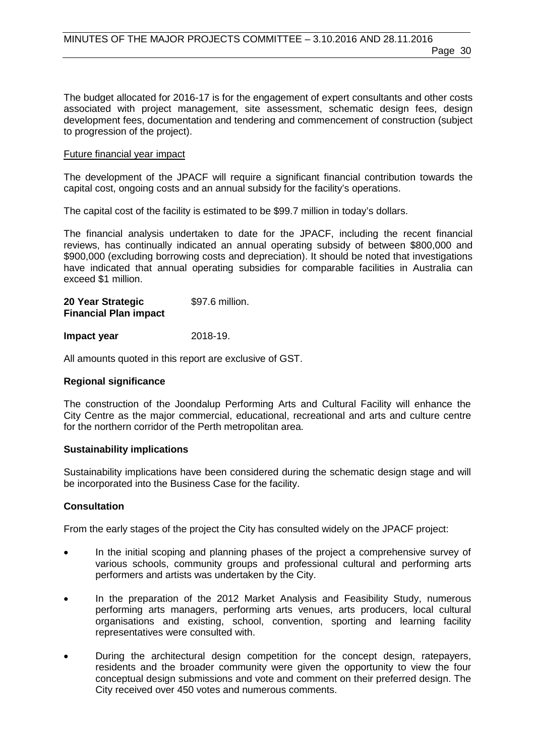The budget allocated for 2016-17 is for the engagement of expert consultants and other costs associated with project management, site assessment, schematic design fees, design development fees, documentation and tendering and commencement of construction (subject to progression of the project).

Future financial year impact

The development of the JPACF will require a significant financial contribution towards the capital cost, ongoing costs and an annual subsidy for the facility's operations.

The capital cost of the facility is estimated to be $99.7 million in today's dollars.

The financial analysis undertaken to date for the JPACF, including the recent financial reviews, has continually indicated an annual operating subsidy of between $800,000 and $900,000 (excluding borrowing costs and depreciation). It should be noted that investigations have indicated that annual operating subsidies for comparable facilities in Australia can exceed $1 million.

| | |
|---|---|
| **20 Year Strategic Financial Plan impact** | $97.6 million. |
| **Impact year** | 2018-19. |

All amounts quoted in this report are exclusive of GST.

**Regional significance**

The construction of the Joondalup Performing Arts and Cultural Facility will enhance the City Centre as the major commercial, educational, recreational and arts and culture centre for the northern corridor of the Perth metropolitan area.

**Sustainability implications**

Sustainability implications have been considered during the schematic design stage and will be incorporated into the Business Case for the facility.

**Consultation**

From the early stages of the project the City has consulted widely on the JPACF project:

- In the initial scoping and planning phases of the project a comprehensive survey of various schools, community groups and professional cultural and performing arts performers and artists was undertaken by the City.
- In the preparation of the 2012 Market Analysis and Feasibility Study, numerous performing arts managers, performing arts venues, arts producers, local cultural organisations and existing, school, convention, sporting and learning facility representatives were consulted with.
- During the architectural design competition for the concept design, ratepayers, residents and the broader community were given the opportunity to view the four conceptual design submissions and vote and comment on their preferred design. The City received over 450 votes and numerous comments.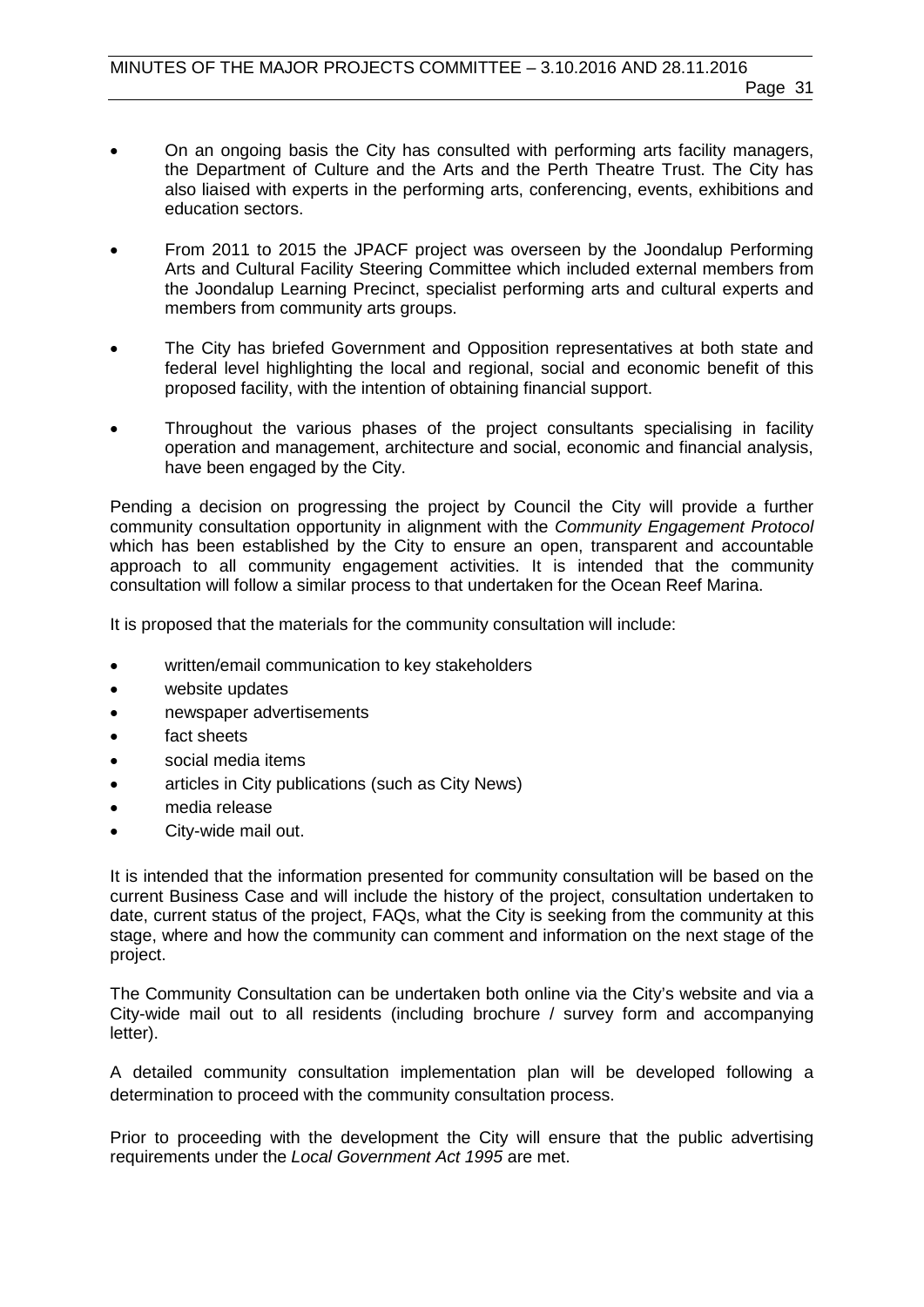- On an ongoing basis the City has consulted with performing arts facility managers, the Department of Culture and the Arts and the Perth Theatre Trust. The City has also liaised with experts in the performing arts, conferencing, events, exhibitions and education sectors.
- From 2011 to 2015 the JPACF project was overseen by the Joondalup Performing Arts and Cultural Facility Steering Committee which included external members from the Joondalup Learning Precinct, specialist performing arts and cultural experts and members from community arts groups.
- The City has briefed Government and Opposition representatives at both state and federal level highlighting the local and regional, social and economic benefit of this proposed facility, with the intention of obtaining financial support.
- Throughout the various phases of the project consultants specialising in facility operation and management, architecture and social, economic and financial analysis, have been engaged by the City.

Pending a decision on progressing the project by Council the City will provide a further community consultation opportunity in alignment with the *Community Engagement Protocol* which has been established by the City to ensure an open, transparent and accountable approach to all community engagement activities. It is intended that the community consultation will follow a similar process to that undertaken for the Ocean Reef Marina.

It is proposed that the materials for the community consultation will include:

- written/email communication to key stakeholders
- website updates
- newspaper advertisements
- fact sheets
- social media items
- articles in City publications (such as City News)
- media release
- City-wide mail out.

It is intended that the information presented for community consultation will be based on the current Business Case and will include the history of the project, consultation undertaken to date, current status of the project, FAQs, what the City is seeking from the community at this stage, where and how the community can comment and information on the next stage of the project.

The Community Consultation can be undertaken both online via the City's website and via a City-wide mail out to all residents (including brochure / survey form and accompanying letter).

A detailed community consultation implementation plan will be developed following a determination to proceed with the community consultation process.

Prior to proceeding with the development the City will ensure that the public advertising requirements under the *Local Government Act 1995* are met.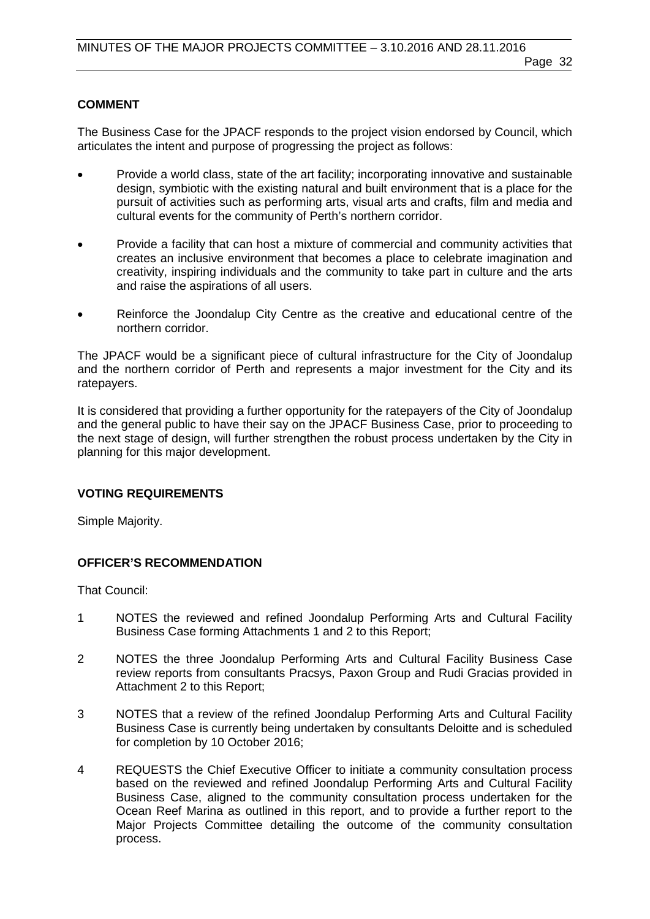## COMMENT

The Business Case for the JPACF responds to the project vision endorsed by Council, which articulates the intent and purpose of progressing the project as follows:

- Provide a world class, state of the art facility; incorporating innovative and sustainable design, symbiotic with the existing natural and built environment that is a place for the pursuit of activities such as performing arts, visual arts and crafts, film and media and cultural events for the community of Perth's northern corridor.
- Provide a facility that can host a mixture of commercial and community activities that creates an inclusive environment that becomes a place to celebrate imagination and creativity, inspiring individuals and the community to take part in culture and the arts and raise the aspirations of all users.
- Reinforce the Joondalup City Centre as the creative and educational centre of the northern corridor.

The JPACF would be a significant piece of cultural infrastructure for the City of Joondalup and the northern corridor of Perth and represents a major investment for the City and its ratepayers.

It is considered that providing a further opportunity for the ratepayers of the City of Joondalup and the general public to have their say on the JPACF Business Case, prior to proceeding to the next stage of design, will further strengthen the robust process undertaken by the City in planning for this major development.

## VOTING REQUIREMENTS

Simple Majority.

## OFFICER'S RECOMMENDATION

That Council:

1. NOTES the reviewed and refined Joondalup Performing Arts and Cultural Facility Business Case forming Attachments 1 and 2 to this Report;
2. NOTES the three Joondalup Performing Arts and Cultural Facility Business Case review reports from consultants Pracsys, Paxon Group and Rudi Gracias provided in Attachment 2 to this Report;
3. NOTES that a review of the refined Joondalup Performing Arts and Cultural Facility Business Case is currently being undertaken by consultants Deloitte and is scheduled for completion by 10 October 2016;
4. REQUESTS the Chief Executive Officer to initiate a community consultation process based on the reviewed and refined Joondalup Performing Arts and Cultural Facility Business Case, aligned to the community consultation process undertaken for the Ocean Reef Marina as outlined in this report, and to provide a further report to the Major Projects Committee detailing the outcome of the community consultation process.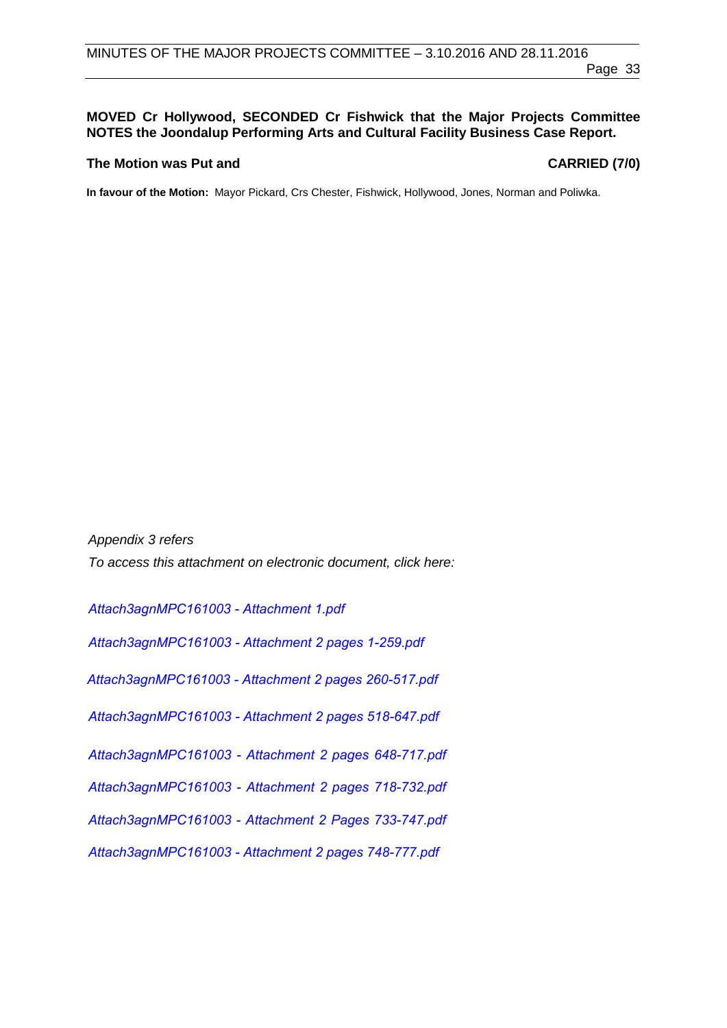**MOVED Cr Hollywood, SECONDED Cr Fishwick that the Major Projects Committee NOTES the Joondalup Performing Arts and Cultural Facility Business Case Report.**

**The Motion was Put and CARRIED (7/0)**

**In favour of the Motion:** Mayor Pickard, Crs Chester, Fishwick, Hollywood, Jones, Norman and Poliwka.

*Appendix 3 refers*

*To access this attachment on electronic document, click here:*

*Attach3agnMPC161003 - Attachment 1.pdf*

*Attach3agnMPC161003 - Attachment 2 pages 1-259.pdf*

*Attach3agnMPC161003 - Attachment 2 pages 260-517.pdf*

*Attach3agnMPC161003 - Attachment 2 pages 518-647.pdf*

*Attach3agnMPC161003 - Attachment 2 pages 648-717.pdf*

*Attach3agnMPC161003 - Attachment 2 pages 718-732.pdf*

*Attach3agnMPC161003 - Attachment 2 Pages 733-747.pdf*

*Attach3agnMPC161003 - Attachment 2 pages 748-777.pdf*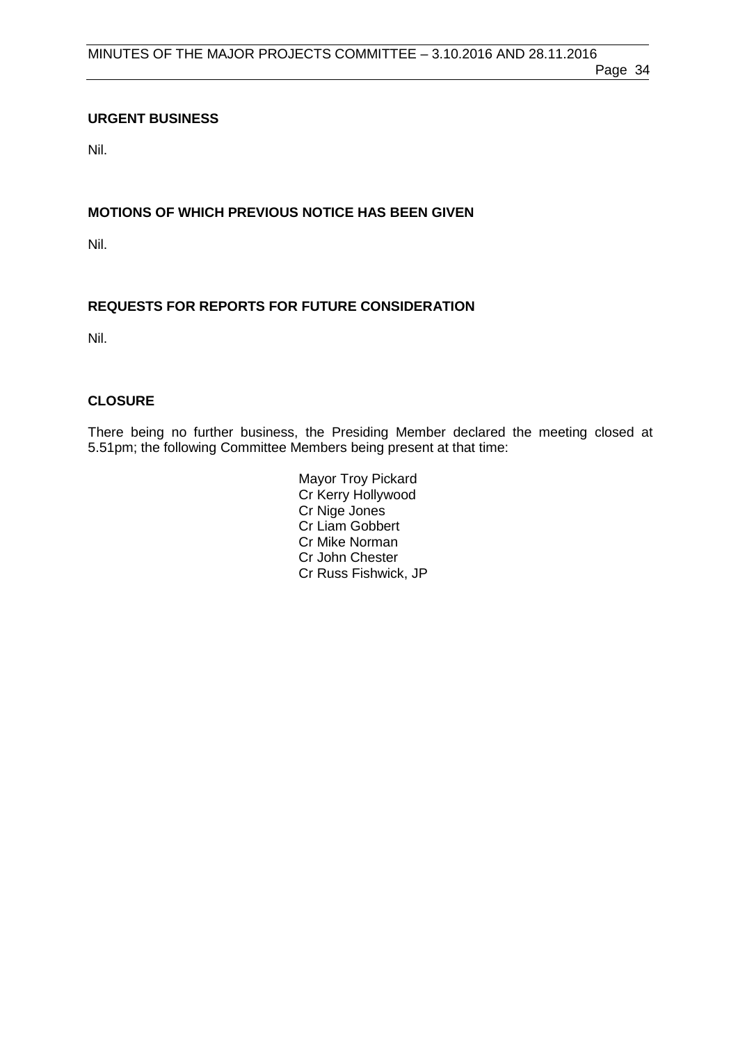**URGENT BUSINESS**

Nil.

**MOTIONS OF WHICH PREVIOUS NOTICE HAS BEEN GIVEN**

Nil.

**REQUESTS FOR REPORTS FOR FUTURE CONSIDERATION**

Nil.

**CLOSURE**

There being no further business, the Presiding Member declared the meeting closed at 5.51pm; the following Committee Members being present at that time:

Mayor Troy Pickard
Cr Kerry Hollywood
Cr Nige Jones
Cr Liam Gobbert
Cr Mike Norman
Cr John Chester
Cr Russ Fishwick, JP